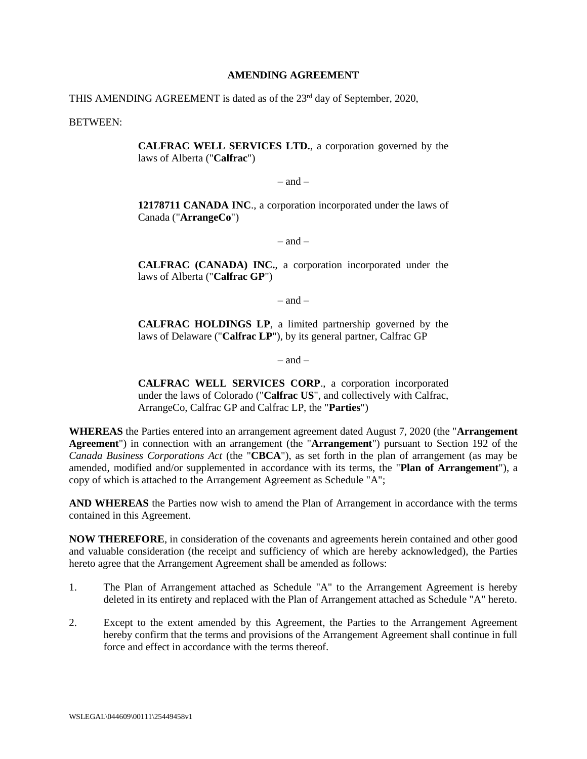# AMENDING AGREEMENT

THIS AMENDING AGREEMENT is dated as of the 23rd day of September, 2020,

BETWEEN:

> **CALFRAC WELL SERVICES LTD.**, a corporation governed by the laws of Alberta ("**Calfrac**")
>
> – and –
>
> **12178711 CANADA INC**., a corporation incorporated under the laws of Canada ("**ArrangeCo**")
>
> – and –
>
> **CALFRAC (CANADA) INC.**, a corporation incorporated under the laws of Alberta ("**Calfrac GP**")
>
> – and –
>
> **CALFRAC HOLDINGS LP**, a limited partnership governed by the laws of Delaware ("**Calfrac LP**"), by its general partner, Calfrac GP
>
> – and –
>
> **CALFRAC WELL SERVICES CORP**., a corporation incorporated under the laws of Colorado ("**Calfrac US**", and collectively with Calfrac, ArrangeCo, Calfrac GP and Calfrac LP, the "**Parties**")

**WHEREAS** the Parties entered into an arrangement agreement dated August 7, 2020 (the "**Arrangement Agreement**") in connection with an arrangement (the "**Arrangement**") pursuant to Section 192 of the *Canada Business Corporations Act* (the "**CBCA**"), as set forth in the plan of arrangement (as may be amended, modified and/or supplemented in accordance with its terms, the "**Plan of Arrangement**"), a copy of which is attached to the Arrangement Agreement as Schedule "A";

**AND WHEREAS** the Parties now wish to amend the Plan of Arrangement in accordance with the terms contained in this Agreement.

**NOW THEREFORE**, in consideration of the covenants and agreements herein contained and other good and valuable consideration (the receipt and sufficiency of which are hereby acknowledged), the Parties hereto agree that the Arrangement Agreement shall be amended as follows:

1. The Plan of Arrangement attached as Schedule "A" to the Arrangement Agreement is hereby deleted in its entirety and replaced with the Plan of Arrangement attached as Schedule "A" hereto.

2. Except to the extent amended by this Agreement, the Parties to the Arrangement Agreement hereby confirm that the terms and provisions of the Arrangement Agreement shall continue in full force and effect in accordance with the terms thereof.

WSLEGAL\044609\00111\25449458v1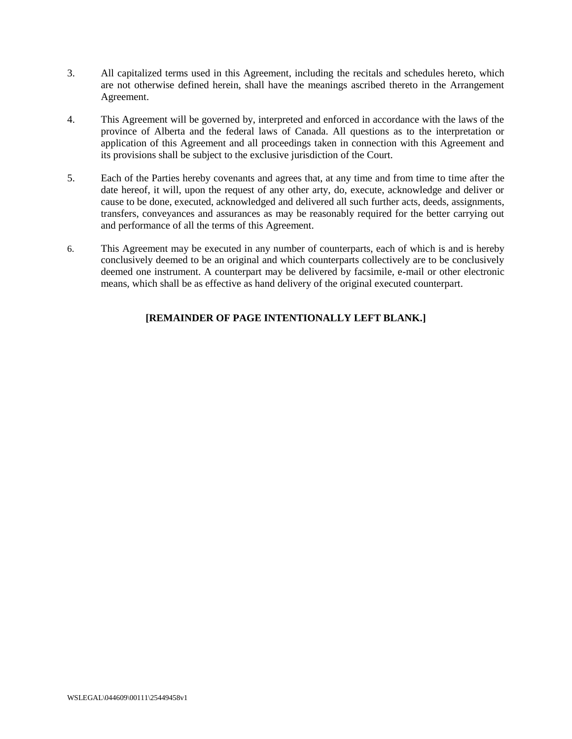3. All capitalized terms used in this Agreement, including the recitals and schedules hereto, which are not otherwise defined herein, shall have the meanings ascribed thereto in the Arrangement Agreement.

4. This Agreement will be governed by, interpreted and enforced in accordance with the laws of the province of Alberta and the federal laws of Canada. All questions as to the interpretation or application of this Agreement and all proceedings taken in connection with this Agreement and its provisions shall be subject to the exclusive jurisdiction of the Court.

5. Each of the Parties hereby covenants and agrees that, at any time and from time to time after the date hereof, it will, upon the request of any other arty, do, execute, acknowledge and deliver or cause to be done, executed, acknowledged and delivered all such further acts, deeds, assignments, transfers, conveyances and assurances as may be reasonably required for the better carrying out and performance of all the terms of this Agreement.

6. This Agreement may be executed in any number of counterparts, each of which is and is hereby conclusively deemed to be an original and which counterparts collectively are to be conclusively deemed one instrument. A counterpart may be delivered by facsimile, e-mail or other electronic means, which shall be as effective as hand delivery of the original executed counterpart.

**[REMAINDER OF PAGE INTENTIONALLY LEFT BLANK.]**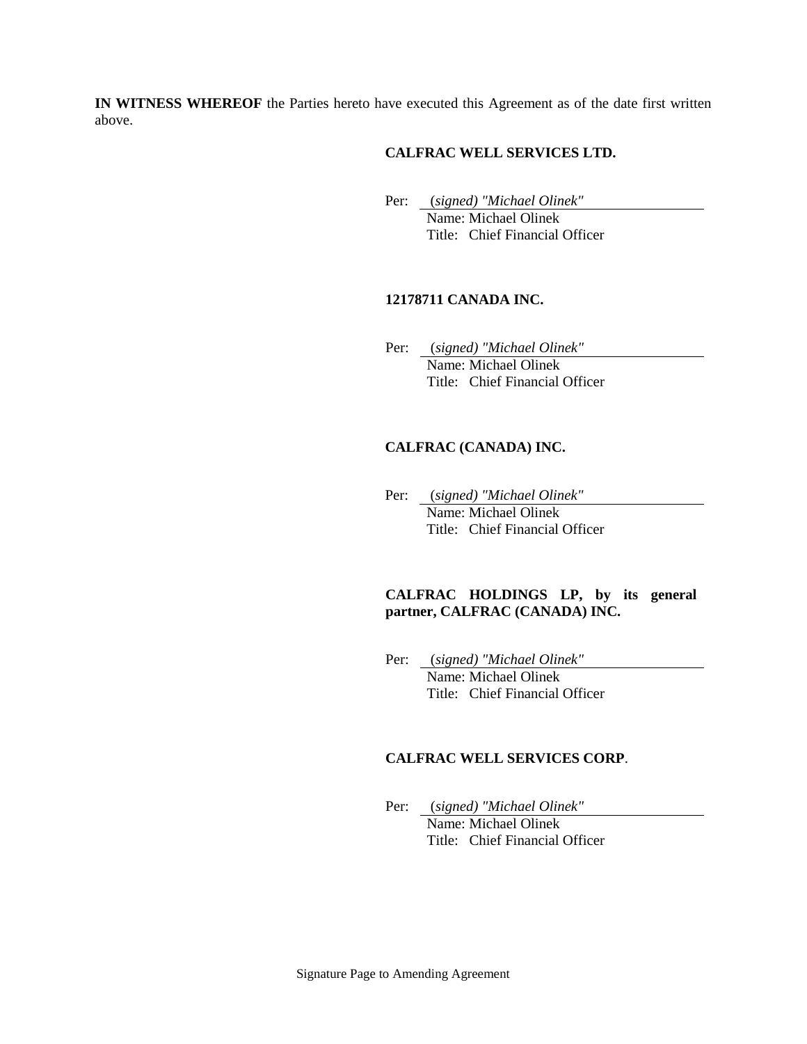**IN WITNESS WHEREOF** the Parties hereto have executed this Agreement as of the date first written above.

**CALFRAC WELL SERVICES LTD.**

Per: (*signed) "Michael Olinek"*
Name: Michael Olinek
Title: Chief Financial Officer

**12178711 CANADA INC.**

Per: (*signed) "Michael Olinek"*
Name: Michael Olinek
Title: Chief Financial Officer

**CALFRAC (CANADA) INC.**

Per: (*signed) "Michael Olinek"*
Name: Michael Olinek
Title: Chief Financial Officer

**CALFRAC HOLDINGS LP, by its general partner, CALFRAC (CANADA) INC.**

Per: (*signed) "Michael Olinek"*
Name: Michael Olinek
Title: Chief Financial Officer

**CALFRAC WELL SERVICES CORP**.

Per: (*signed) "Michael Olinek"*
Name: Michael Olinek
Title: Chief Financial Officer

Signature Page to Amending Agreement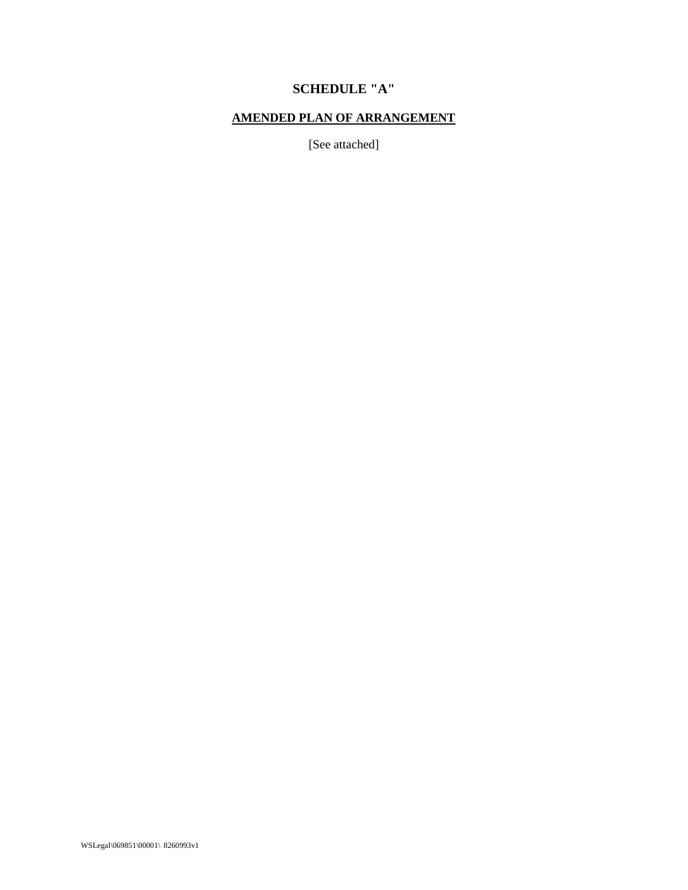# SCHEDULE "A"

## AMENDED PLAN OF ARRANGEMENT

[See attached]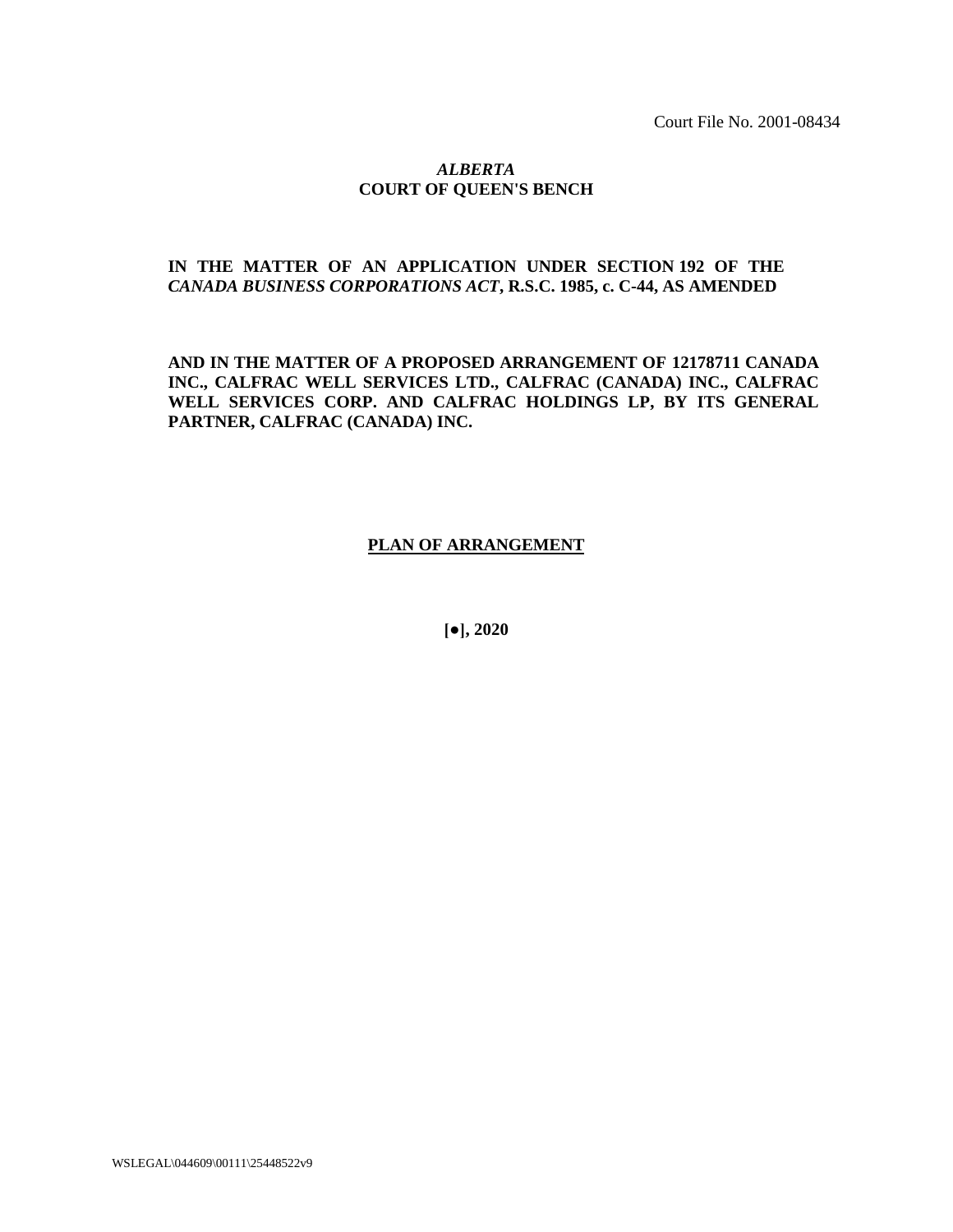Court File No. 2001-08434

***ALBERTA***
**COURT OF QUEEN'S BENCH**

**IN THE MATTER OF AN APPLICATION UNDER SECTION 192 OF THE *CANADA BUSINESS CORPORATIONS ACT*, R.S.C. 1985, c. C-44, AS AMENDED**

**AND IN THE MATTER OF A PROPOSED ARRANGEMENT OF 12178711 CANADA INC., CALFRAC WELL SERVICES LTD., CALFRAC (CANADA) INC., CALFRAC WELL SERVICES CORP. AND CALFRAC HOLDINGS LP, BY ITS GENERAL PARTNER, CALFRAC (CANADA) INC.**

**PLAN OF ARRANGEMENT**

**[●], 2020**

WSLEGAL\044609\00111\25448522v9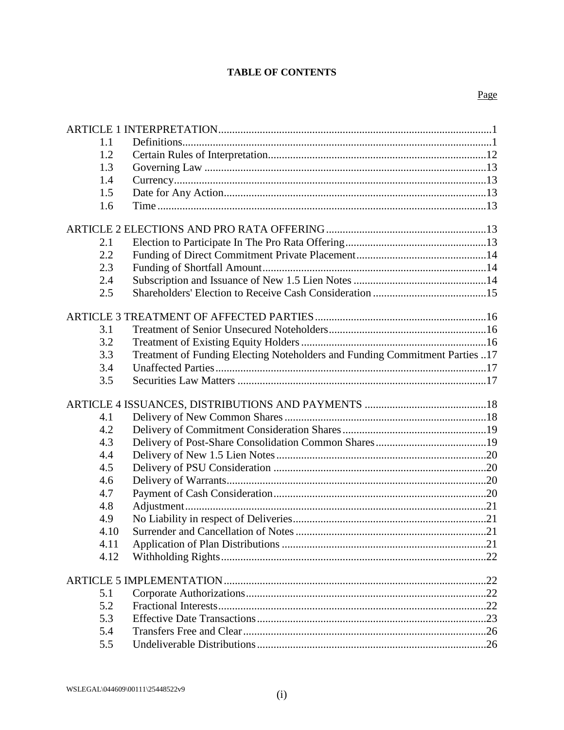**TABLE OF CONTENTS**

| | | Page |
|---|---|---|
| ARTICLE 1 INTERPRETATION | | 1 |
| 1.1 | Definitions | 1 |
| 1.2 | Certain Rules of Interpretation | 12 |
| 1.3 | Governing Law | 13 |
| 1.4 | Currency | 13 |
| 1.5 | Date for Any Action | 13 |
| 1.6 | Time | 13 |
| ARTICLE 2 ELECTIONS AND PRO RATA OFFERING | | 13 |
| 2.1 | Election to Participate In The Pro Rata Offering | 13 |
| 2.2 | Funding of Direct Commitment Private Placement | 14 |
| 2.3 | Funding of Shortfall Amount | 14 |
| 2.4 | Subscription and Issuance of New 1.5 Lien Notes | 14 |
| 2.5 | Shareholders' Election to Receive Cash Consideration | 15 |
| ARTICLE 3 TREATMENT OF AFFECTED PARTIES | | 16 |
| 3.1 | Treatment of Senior Unsecured Noteholders | 16 |
| 3.2 | Treatment of Existing Equity Holders | 16 |
| 3.3 | Treatment of Funding Electing Noteholders and Funding Commitment Parties | 17 |
| 3.4 | Unaffected Parties | 17 |
| 3.5 | Securities Law Matters | 17 |
| ARTICLE 4 ISSUANCES, DISTRIBUTIONS AND PAYMENTS | | 18 |
| 4.1 | Delivery of New Common Shares | 18 |
| 4.2 | Delivery of Commitment Consideration Shares | 19 |
| 4.3 | Delivery of Post-Share Consolidation Common Shares | 19 |
| 4.4 | Delivery of New 1.5 Lien Notes | 20 |
| 4.5 | Delivery of PSU Consideration | 20 |
| 4.6 | Delivery of Warrants | 20 |
| 4.7 | Payment of Cash Consideration | 20 |
| 4.8 | Adjustment | 21 |
| 4.9 | No Liability in respect of Deliveries | 21 |
| 4.10 | Surrender and Cancellation of Notes | 21 |
| 4.11 | Application of Plan Distributions | 21 |
| 4.12 | Withholding Rights | 22 |
| ARTICLE 5 IMPLEMENTATION | | 22 |
| 5.1 | Corporate Authorizations | 22 |
| 5.2 | Fractional Interests | 22 |
| 5.3 | Effective Date Transactions | 23 |
| 5.4 | Transfers Free and Clear | 26 |
| 5.5 | Undeliverable Distributions | 26 |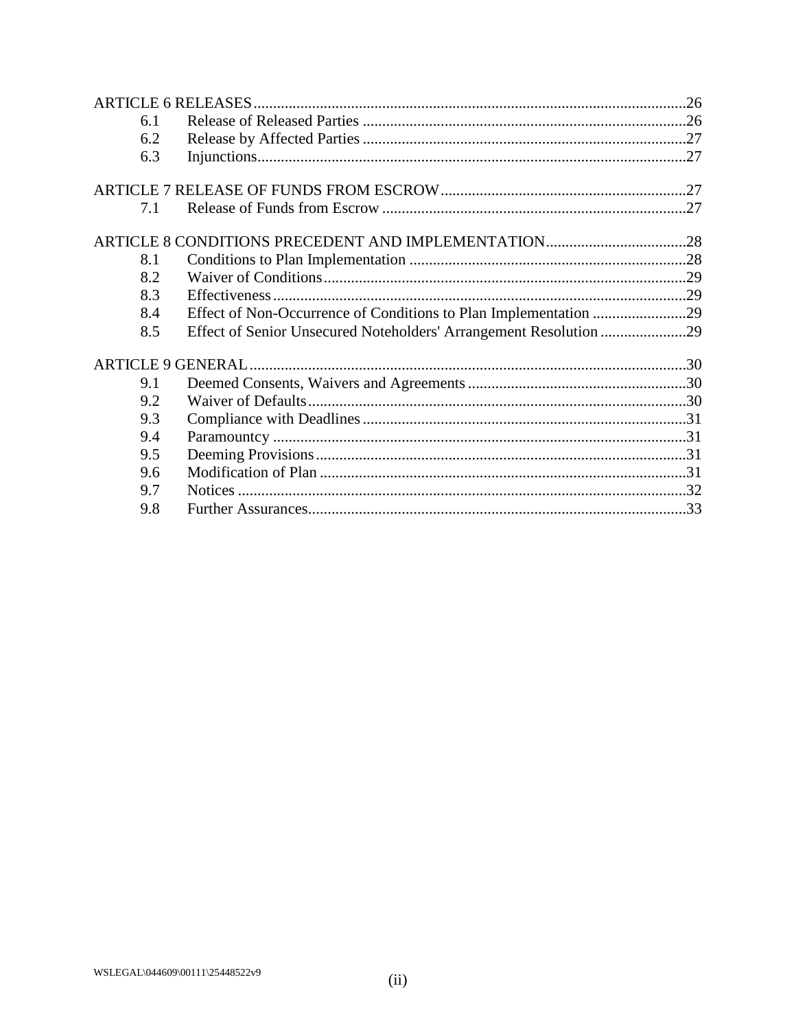| | | |
|---|---|---|
| ARTICLE 6 RELEASES | | 26 |
| 6.1 | Release of Released Parties | 26 |
| 6.2 | Release by Affected Parties | 27 |
| 6.3 | Injunctions | 27 |
| ARTICLE 7 RELEASE OF FUNDS FROM ESCROW | | 27 |
| 7.1 | Release of Funds from Escrow | 27 |
| ARTICLE 8 CONDITIONS PRECEDENT AND IMPLEMENTATION | | 28 |
| 8.1 | Conditions to Plan Implementation | 28 |
| 8.2 | Waiver of Conditions | 29 |
| 8.3 | Effectiveness | 29 |
| 8.4 | Effect of Non-Occurrence of Conditions to Plan Implementation | 29 |
| 8.5 | Effect of Senior Unsecured Noteholders' Arrangement Resolution | 29 |
| ARTICLE 9 GENERAL | | 30 |
| 9.1 | Deemed Consents, Waivers and Agreements | 30 |
| 9.2 | Waiver of Defaults | 30 |
| 9.3 | Compliance with Deadlines | 31 |
| 9.4 | Paramountcy | 31 |
| 9.5 | Deeming Provisions | 31 |
| 9.6 | Modification of Plan | 31 |
| 9.7 | Notices | 32 |
| 9.8 | Further Assurances | 33 |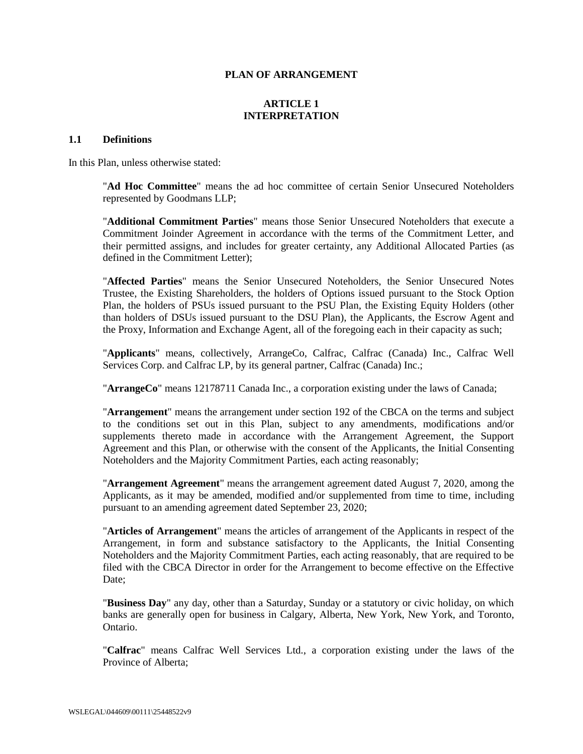# PLAN OF ARRANGEMENT

## ARTICLE 1
## INTERPRETATION

### 1.1 Definitions

In this Plan, unless otherwise stated:

"**Ad Hoc Committee**" means the ad hoc committee of certain Senior Unsecured Noteholders represented by Goodmans LLP;

"**Additional Commitment Parties**" means those Senior Unsecured Noteholders that execute a Commitment Joinder Agreement in accordance with the terms of the Commitment Letter, and their permitted assigns, and includes for greater certainty, any Additional Allocated Parties (as defined in the Commitment Letter);

"**Affected Parties**" means the Senior Unsecured Noteholders, the Senior Unsecured Notes Trustee, the Existing Shareholders, the holders of Options issued pursuant to the Stock Option Plan, the holders of PSUs issued pursuant to the PSU Plan, the Existing Equity Holders (other than holders of DSUs issued pursuant to the DSU Plan), the Applicants, the Escrow Agent and the Proxy, Information and Exchange Agent, all of the foregoing each in their capacity as such;

"**Applicants**" means, collectively, ArrangeCo, Calfrac, Calfrac (Canada) Inc., Calfrac Well Services Corp. and Calfrac LP, by its general partner, Calfrac (Canada) Inc.;

"**ArrangeCo**" means 12178711 Canada Inc., a corporation existing under the laws of Canada;

"**Arrangement**" means the arrangement under section 192 of the CBCA on the terms and subject to the conditions set out in this Plan, subject to any amendments, modifications and/or supplements thereto made in accordance with the Arrangement Agreement, the Support Agreement and this Plan, or otherwise with the consent of the Applicants, the Initial Consenting Noteholders and the Majority Commitment Parties, each acting reasonably;

"**Arrangement Agreement**" means the arrangement agreement dated August 7, 2020, among the Applicants, as it may be amended, modified and/or supplemented from time to time, including pursuant to an amending agreement dated September 23, 2020;

"**Articles of Arrangement**" means the articles of arrangement of the Applicants in respect of the Arrangement, in form and substance satisfactory to the Applicants, the Initial Consenting Noteholders and the Majority Commitment Parties, each acting reasonably, that are required to be filed with the CBCA Director in order for the Arrangement to become effective on the Effective Date;

"**Business Day**" any day, other than a Saturday, Sunday or a statutory or civic holiday, on which banks are generally open for business in Calgary, Alberta, New York, New York, and Toronto, Ontario.

"**Calfrac**" means Calfrac Well Services Ltd., a corporation existing under the laws of the Province of Alberta;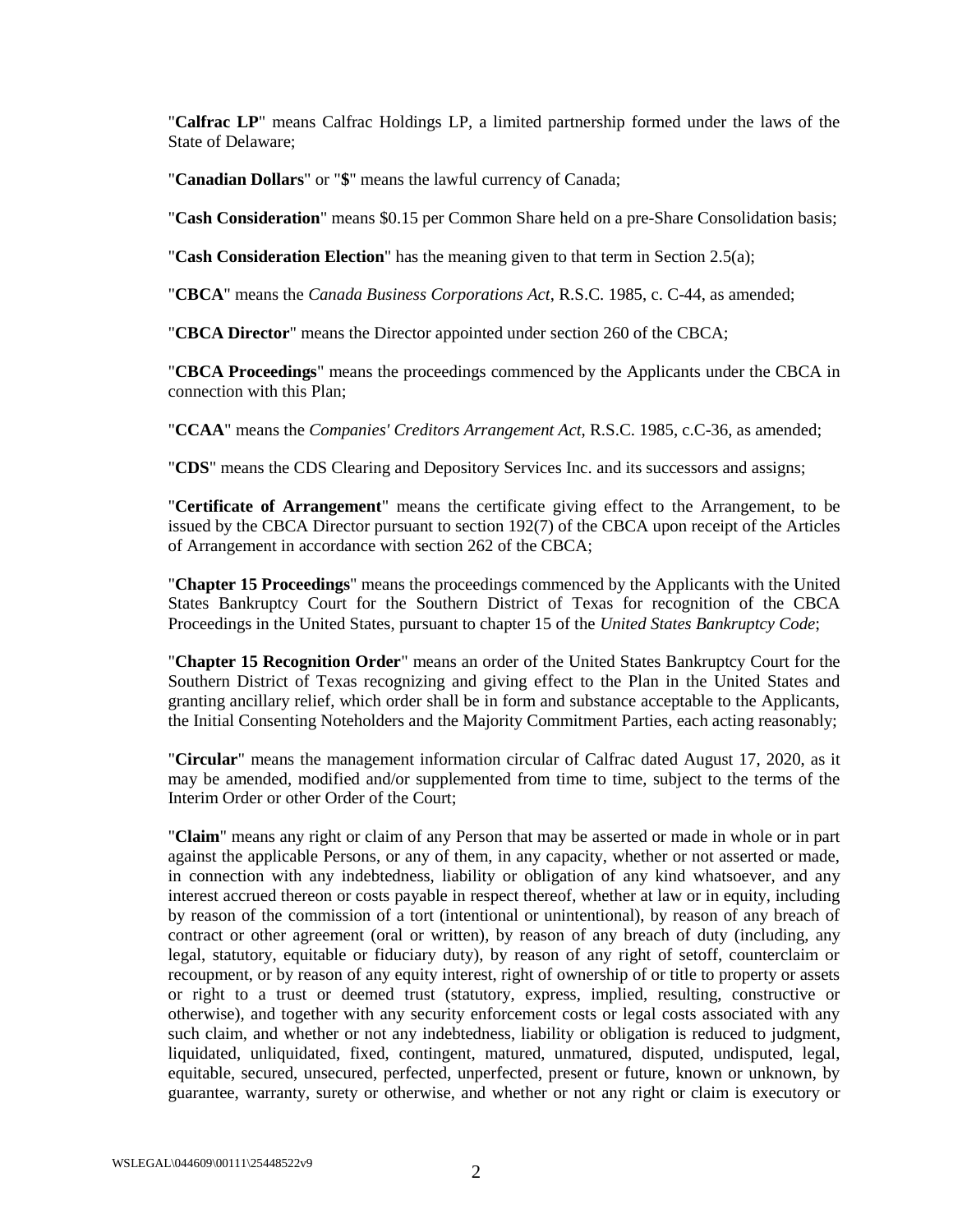"**Calfrac LP**" means Calfrac Holdings LP, a limited partnership formed under the laws of the State of Delaware;

"**Canadian Dollars**" or "**$**" means the lawful currency of Canada;

"**Cash Consideration**" means $0.15 per Common Share held on a pre-Share Consolidation basis;

"**Cash Consideration Election**" has the meaning given to that term in Section 2.5(a);

"**CBCA**" means the *Canada Business Corporations Act*, R.S.C. 1985, c. C-44, as amended;

"**CBCA Director**" means the Director appointed under section 260 of the CBCA;

"**CBCA Proceedings**" means the proceedings commenced by the Applicants under the CBCA in connection with this Plan;

"**CCAA**" means the *Companies' Creditors Arrangement Act*, R.S.C. 1985, c.C-36, as amended;

"**CDS**" means the CDS Clearing and Depository Services Inc. and its successors and assigns;

"**Certificate of Arrangement**" means the certificate giving effect to the Arrangement, to be issued by the CBCA Director pursuant to section 192(7) of the CBCA upon receipt of the Articles of Arrangement in accordance with section 262 of the CBCA;

"**Chapter 15 Proceedings**" means the proceedings commenced by the Applicants with the United States Bankruptcy Court for the Southern District of Texas for recognition of the CBCA Proceedings in the United States, pursuant to chapter 15 of the *United States Bankruptcy Code*;

"**Chapter 15 Recognition Order**" means an order of the United States Bankruptcy Court for the Southern District of Texas recognizing and giving effect to the Plan in the United States and granting ancillary relief, which order shall be in form and substance acceptable to the Applicants, the Initial Consenting Noteholders and the Majority Commitment Parties, each acting reasonably;

"**Circular**" means the management information circular of Calfrac dated August 17, 2020, as it may be amended, modified and/or supplemented from time to time, subject to the terms of the Interim Order or other Order of the Court;

"**Claim**" means any right or claim of any Person that may be asserted or made in whole or in part against the applicable Persons, or any of them, in any capacity, whether or not asserted or made, in connection with any indebtedness, liability or obligation of any kind whatsoever, and any interest accrued thereon or costs payable in respect thereof, whether at law or in equity, including by reason of the commission of a tort (intentional or unintentional), by reason of any breach of contract or other agreement (oral or written), by reason of any breach of duty (including, any legal, statutory, equitable or fiduciary duty), by reason of any right of setoff, counterclaim or recoupment, or by reason of any equity interest, right of ownership of or title to property or assets or right to a trust or deemed trust (statutory, express, implied, resulting, constructive or otherwise), and together with any security enforcement costs or legal costs associated with any such claim, and whether or not any indebtedness, liability or obligation is reduced to judgment, liquidated, unliquidated, fixed, contingent, matured, unmatured, disputed, undisputed, legal, equitable, secured, unsecured, perfected, unperfected, present or future, known or unknown, by guarantee, warranty, surety or otherwise, and whether or not any right or claim is executory or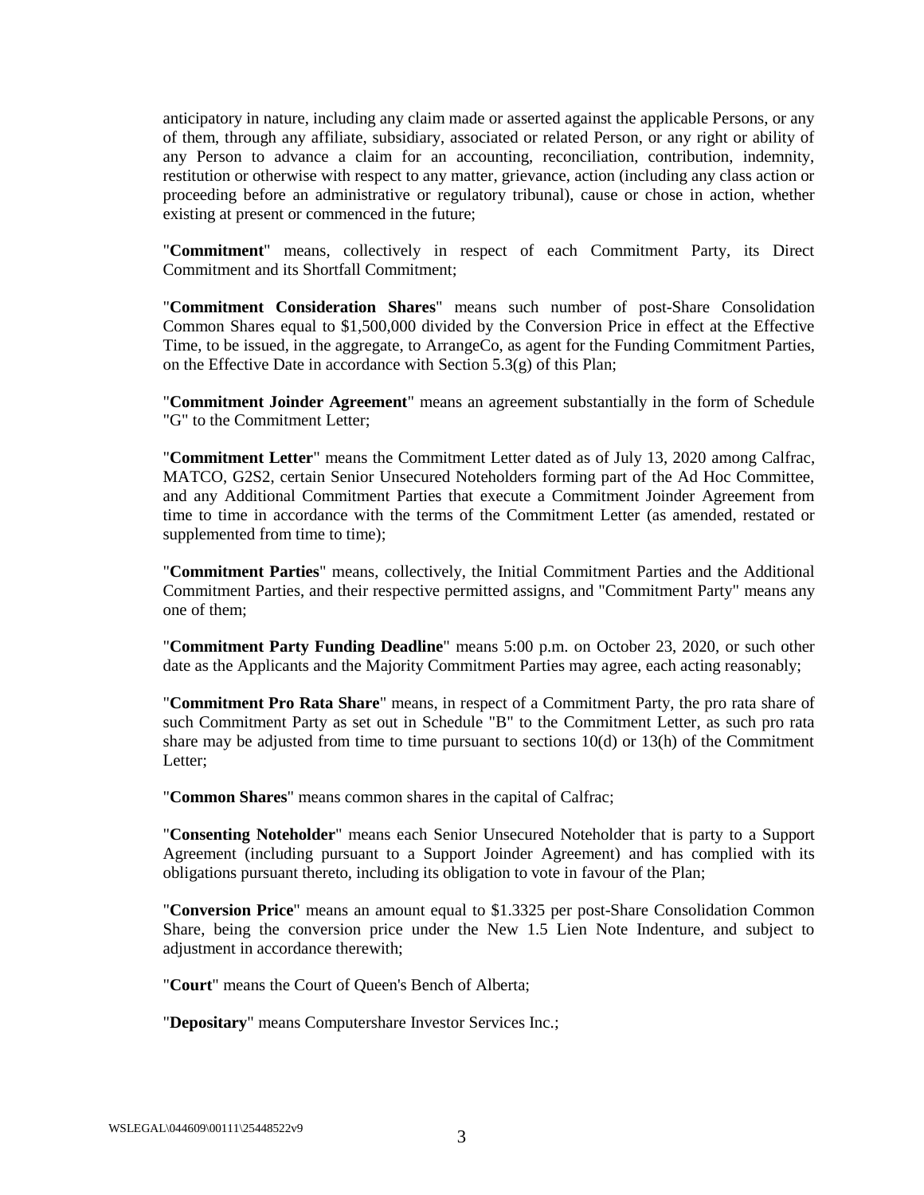anticipatory in nature, including any claim made or asserted against the applicable Persons, or any of them, through any affiliate, subsidiary, associated or related Person, or any right or ability of any Person to advance a claim for an accounting, reconciliation, contribution, indemnity, restitution or otherwise with respect to any matter, grievance, action (including any class action or proceeding before an administrative or regulatory tribunal), cause or chose in action, whether existing at present or commenced in the future;

"**Commitment**" means, collectively in respect of each Commitment Party, its Direct Commitment and its Shortfall Commitment;

"**Commitment Consideration Shares**" means such number of post-Share Consolidation Common Shares equal to $1,500,000 divided by the Conversion Price in effect at the Effective Time, to be issued, in the aggregate, to ArrangeCo, as agent for the Funding Commitment Parties, on the Effective Date in accordance with Section 5.3(g) of this Plan;

"**Commitment Joinder Agreement**" means an agreement substantially in the form of Schedule "G" to the Commitment Letter;

"**Commitment Letter**" means the Commitment Letter dated as of July 13, 2020 among Calfrac, MATCO, G2S2, certain Senior Unsecured Noteholders forming part of the Ad Hoc Committee, and any Additional Commitment Parties that execute a Commitment Joinder Agreement from time to time in accordance with the terms of the Commitment Letter (as amended, restated or supplemented from time to time);

"**Commitment Parties**" means, collectively, the Initial Commitment Parties and the Additional Commitment Parties, and their respective permitted assigns, and "Commitment Party" means any one of them;

"**Commitment Party Funding Deadline**" means 5:00 p.m. on October 23, 2020, or such other date as the Applicants and the Majority Commitment Parties may agree, each acting reasonably;

"**Commitment Pro Rata Share**" means, in respect of a Commitment Party, the pro rata share of such Commitment Party as set out in Schedule "B" to the Commitment Letter, as such pro rata share may be adjusted from time to time pursuant to sections 10(d) or 13(h) of the Commitment Letter;

"**Common Shares**" means common shares in the capital of Calfrac;

"**Consenting Noteholder**" means each Senior Unsecured Noteholder that is party to a Support Agreement (including pursuant to a Support Joinder Agreement) and has complied with its obligations pursuant thereto, including its obligation to vote in favour of the Plan;

"**Conversion Price**" means an amount equal to $1.3325 per post-Share Consolidation Common Share, being the conversion price under the New 1.5 Lien Note Indenture, and subject to adjustment in accordance therewith;

"**Court**" means the Court of Queen's Bench of Alberta;

"**Depositary**" means Computershare Investor Services Inc.;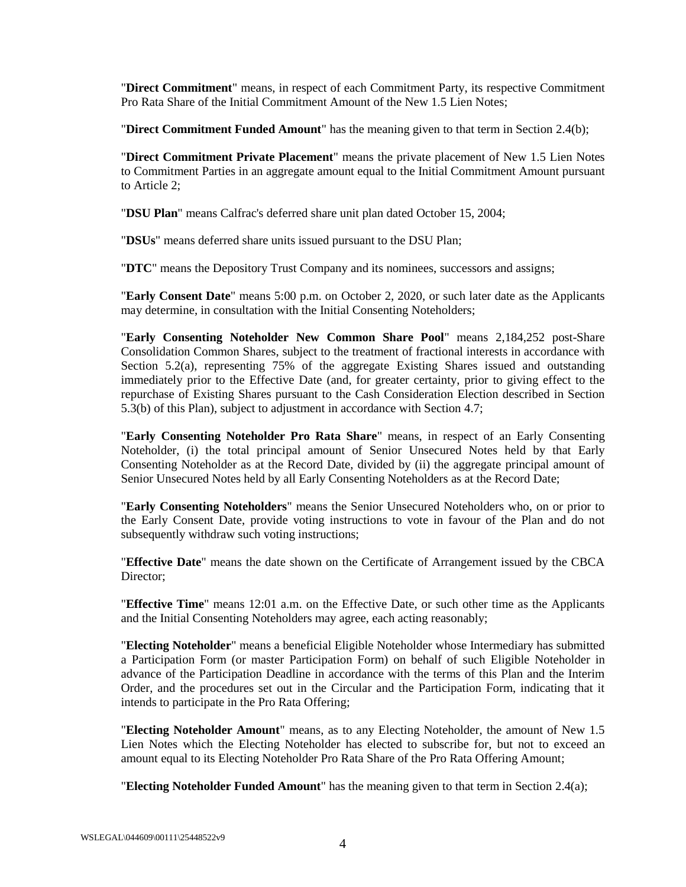"**Direct Commitment**" means, in respect of each Commitment Party, its respective Commitment Pro Rata Share of the Initial Commitment Amount of the New 1.5 Lien Notes;

"**Direct Commitment Funded Amount**" has the meaning given to that term in Section 2.4(b);

"**Direct Commitment Private Placement**" means the private placement of New 1.5 Lien Notes to Commitment Parties in an aggregate amount equal to the Initial Commitment Amount pursuant to Article 2;

"**DSU Plan**" means Calfrac's deferred share unit plan dated October 15, 2004;

"**DSUs**" means deferred share units issued pursuant to the DSU Plan;

"**DTC**" means the Depository Trust Company and its nominees, successors and assigns;

"**Early Consent Date**" means 5:00 p.m. on October 2, 2020, or such later date as the Applicants may determine, in consultation with the Initial Consenting Noteholders;

"**Early Consenting Noteholder New Common Share Pool**" means 2,184,252 post-Share Consolidation Common Shares, subject to the treatment of fractional interests in accordance with Section 5.2(a), representing 75% of the aggregate Existing Shares issued and outstanding immediately prior to the Effective Date (and, for greater certainty, prior to giving effect to the repurchase of Existing Shares pursuant to the Cash Consideration Election described in Section 5.3(b) of this Plan), subject to adjustment in accordance with Section 4.7;

"**Early Consenting Noteholder Pro Rata Share**" means, in respect of an Early Consenting Noteholder, (i) the total principal amount of Senior Unsecured Notes held by that Early Consenting Noteholder as at the Record Date, divided by (ii) the aggregate principal amount of Senior Unsecured Notes held by all Early Consenting Noteholders as at the Record Date;

"**Early Consenting Noteholders**" means the Senior Unsecured Noteholders who, on or prior to the Early Consent Date, provide voting instructions to vote in favour of the Plan and do not subsequently withdraw such voting instructions;

"**Effective Date**" means the date shown on the Certificate of Arrangement issued by the CBCA Director;

"**Effective Time**" means 12:01 a.m. on the Effective Date, or such other time as the Applicants and the Initial Consenting Noteholders may agree, each acting reasonably;

"**Electing Noteholder**" means a beneficial Eligible Noteholder whose Intermediary has submitted a Participation Form (or master Participation Form) on behalf of such Eligible Noteholder in advance of the Participation Deadline in accordance with the terms of this Plan and the Interim Order, and the procedures set out in the Circular and the Participation Form, indicating that it intends to participate in the Pro Rata Offering;

"**Electing Noteholder Amount**" means, as to any Electing Noteholder, the amount of New 1.5 Lien Notes which the Electing Noteholder has elected to subscribe for, but not to exceed an amount equal to its Electing Noteholder Pro Rata Share of the Pro Rata Offering Amount;

"**Electing Noteholder Funded Amount**" has the meaning given to that term in Section 2.4(a);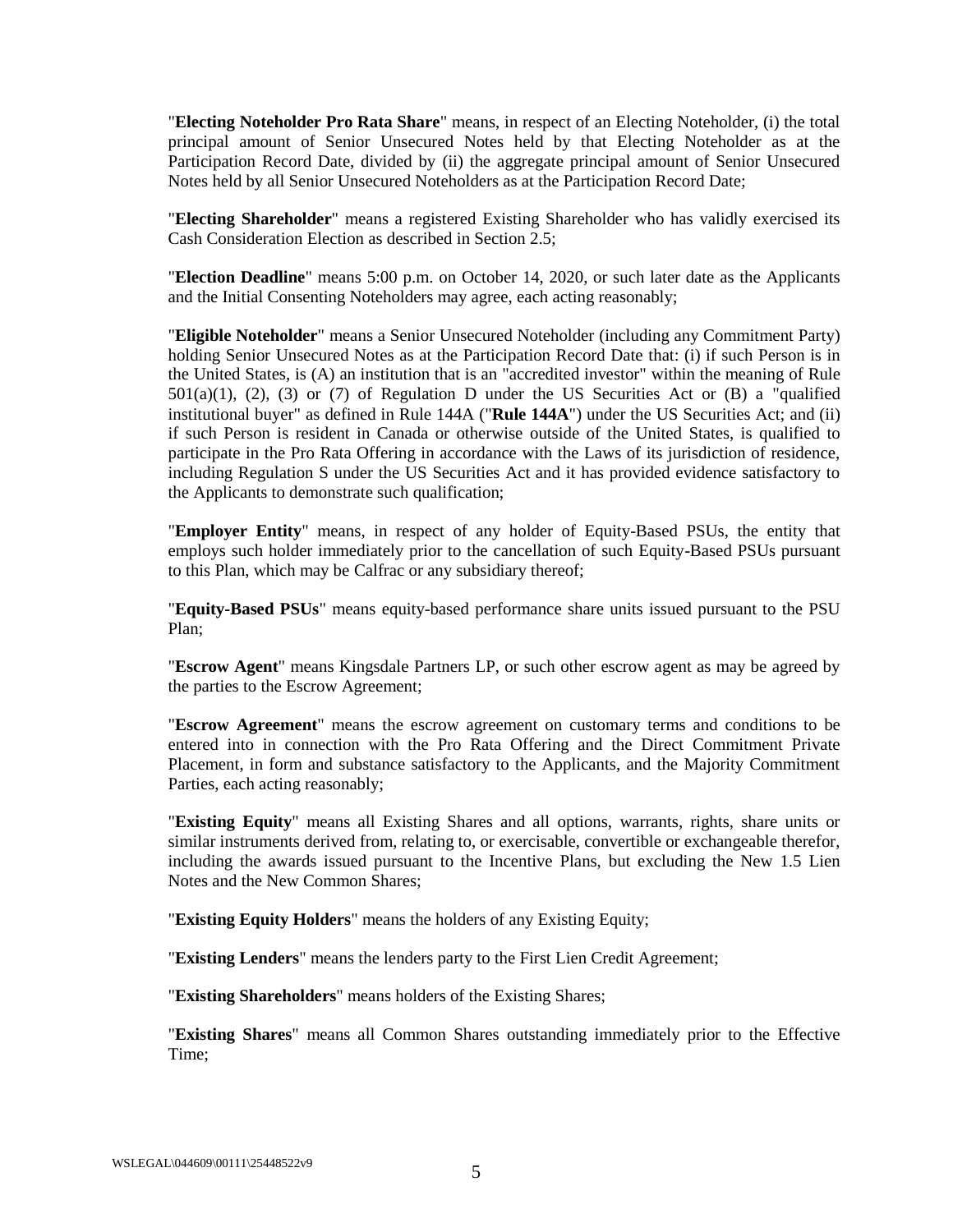"**Electing Noteholder Pro Rata Share**" means, in respect of an Electing Noteholder, (i) the total principal amount of Senior Unsecured Notes held by that Electing Noteholder as at the Participation Record Date, divided by (ii) the aggregate principal amount of Senior Unsecured Notes held by all Senior Unsecured Noteholders as at the Participation Record Date;

"**Electing Shareholder**" means a registered Existing Shareholder who has validly exercised its Cash Consideration Election as described in Section 2.5;

"**Election Deadline**" means 5:00 p.m. on October 14, 2020, or such later date as the Applicants and the Initial Consenting Noteholders may agree, each acting reasonably;

"**Eligible Noteholder**" means a Senior Unsecured Noteholder (including any Commitment Party) holding Senior Unsecured Notes as at the Participation Record Date that: (i) if such Person is in the United States, is (A) an institution that is an "accredited investor" within the meaning of Rule 501(a)(1), (2), (3) or (7) of Regulation D under the US Securities Act or (B) a "qualified institutional buyer" as defined in Rule 144A ("**Rule 144A**") under the US Securities Act; and (ii) if such Person is resident in Canada or otherwise outside of the United States, is qualified to participate in the Pro Rata Offering in accordance with the Laws of its jurisdiction of residence, including Regulation S under the US Securities Act and it has provided evidence satisfactory to the Applicants to demonstrate such qualification;

"**Employer Entity**" means, in respect of any holder of Equity-Based PSUs, the entity that employs such holder immediately prior to the cancellation of such Equity-Based PSUs pursuant to this Plan, which may be Calfrac or any subsidiary thereof;

"**Equity-Based PSUs**" means equity-based performance share units issued pursuant to the PSU Plan;

"**Escrow Agent**" means Kingsdale Partners LP, or such other escrow agent as may be agreed by the parties to the Escrow Agreement;

"**Escrow Agreement**" means the escrow agreement on customary terms and conditions to be entered into in connection with the Pro Rata Offering and the Direct Commitment Private Placement, in form and substance satisfactory to the Applicants, and the Majority Commitment Parties, each acting reasonably;

"**Existing Equity**" means all Existing Shares and all options, warrants, rights, share units or similar instruments derived from, relating to, or exercisable, convertible or exchangeable therefor, including the awards issued pursuant to the Incentive Plans, but excluding the New 1.5 Lien Notes and the New Common Shares;

"**Existing Equity Holders**" means the holders of any Existing Equity;

"**Existing Lenders**" means the lenders party to the First Lien Credit Agreement;

"**Existing Shareholders**" means holders of the Existing Shares;

"**Existing Shares**" means all Common Shares outstanding immediately prior to the Effective Time;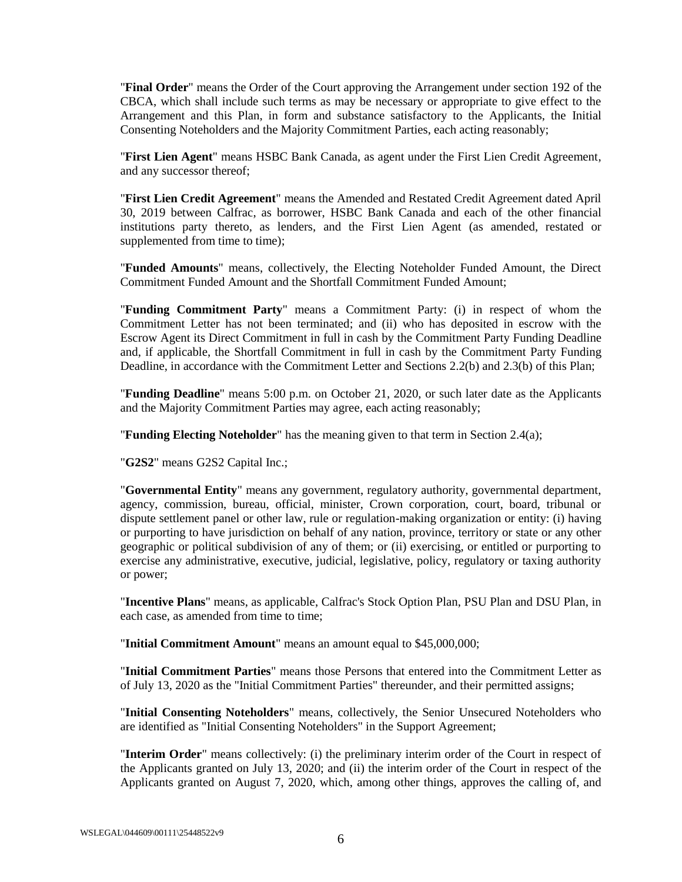"**Final Order**" means the Order of the Court approving the Arrangement under section 192 of the CBCA, which shall include such terms as may be necessary or appropriate to give effect to the Arrangement and this Plan, in form and substance satisfactory to the Applicants, the Initial Consenting Noteholders and the Majority Commitment Parties, each acting reasonably;

"**First Lien Agent**" means HSBC Bank Canada, as agent under the First Lien Credit Agreement, and any successor thereof;

"**First Lien Credit Agreement**" means the Amended and Restated Credit Agreement dated April 30, 2019 between Calfrac, as borrower, HSBC Bank Canada and each of the other financial institutions party thereto, as lenders, and the First Lien Agent (as amended, restated or supplemented from time to time);

"**Funded Amounts**" means, collectively, the Electing Noteholder Funded Amount, the Direct Commitment Funded Amount and the Shortfall Commitment Funded Amount;

"**Funding Commitment Party**" means a Commitment Party: (i) in respect of whom the Commitment Letter has not been terminated; and (ii) who has deposited in escrow with the Escrow Agent its Direct Commitment in full in cash by the Commitment Party Funding Deadline and, if applicable, the Shortfall Commitment in full in cash by the Commitment Party Funding Deadline, in accordance with the Commitment Letter and Sections 2.2(b) and 2.3(b) of this Plan;

"**Funding Deadline**" means 5:00 p.m. on October 21, 2020, or such later date as the Applicants and the Majority Commitment Parties may agree, each acting reasonably;

"**Funding Electing Noteholder**" has the meaning given to that term in Section 2.4(a);

"**G2S2**" means G2S2 Capital Inc.;

"**Governmental Entity**" means any government, regulatory authority, governmental department, agency, commission, bureau, official, minister, Crown corporation, court, board, tribunal or dispute settlement panel or other law, rule or regulation-making organization or entity: (i) having or purporting to have jurisdiction on behalf of any nation, province, territory or state or any other geographic or political subdivision of any of them; or (ii) exercising, or entitled or purporting to exercise any administrative, executive, judicial, legislative, policy, regulatory or taxing authority or power;

"**Incentive Plans**" means, as applicable, Calfrac's Stock Option Plan, PSU Plan and DSU Plan, in each case, as amended from time to time;

"**Initial Commitment Amount**" means an amount equal to $45,000,000;

"**Initial Commitment Parties**" means those Persons that entered into the Commitment Letter as of July 13, 2020 as the "Initial Commitment Parties" thereunder, and their permitted assigns;

"**Initial Consenting Noteholders**" means, collectively, the Senior Unsecured Noteholders who are identified as "Initial Consenting Noteholders" in the Support Agreement;

"**Interim Order**" means collectively: (i) the preliminary interim order of the Court in respect of the Applicants granted on July 13, 2020; and (ii) the interim order of the Court in respect of the Applicants granted on August 7, 2020, which, among other things, approves the calling of, and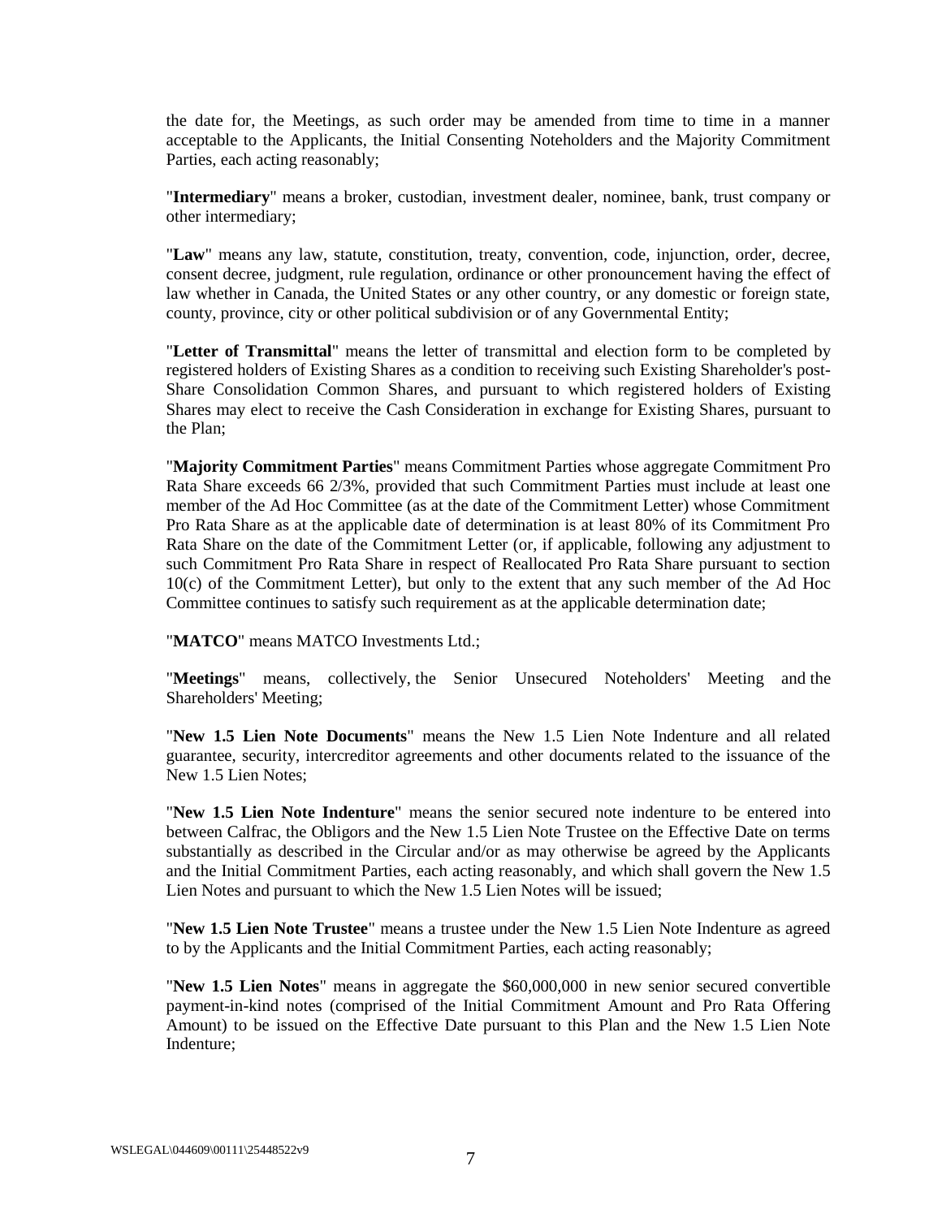the date for, the Meetings, as such order may be amended from time to time in a manner acceptable to the Applicants, the Initial Consenting Noteholders and the Majority Commitment Parties, each acting reasonably;

"**Intermediary**" means a broker, custodian, investment dealer, nominee, bank, trust company or other intermediary;

"**Law**" means any law, statute, constitution, treaty, convention, code, injunction, order, decree, consent decree, judgment, rule regulation, ordinance or other pronouncement having the effect of law whether in Canada, the United States or any other country, or any domestic or foreign state, county, province, city or other political subdivision or of any Governmental Entity;

"**Letter of Transmittal**" means the letter of transmittal and election form to be completed by registered holders of Existing Shares as a condition to receiving such Existing Shareholder's post-Share Consolidation Common Shares, and pursuant to which registered holders of Existing Shares may elect to receive the Cash Consideration in exchange for Existing Shares, pursuant to the Plan;

"**Majority Commitment Parties**" means Commitment Parties whose aggregate Commitment Pro Rata Share exceeds 66 2/3%, provided that such Commitment Parties must include at least one member of the Ad Hoc Committee (as at the date of the Commitment Letter) whose Commitment Pro Rata Share as at the applicable date of determination is at least 80% of its Commitment Pro Rata Share on the date of the Commitment Letter (or, if applicable, following any adjustment to such Commitment Pro Rata Share in respect of Reallocated Pro Rata Share pursuant to section 10(c) of the Commitment Letter), but only to the extent that any such member of the Ad Hoc Committee continues to satisfy such requirement as at the applicable determination date;

"**MATCO**" means MATCO Investments Ltd.;

"**Meetings**" means, collectively, the Senior Unsecured Noteholders' Meeting and the Shareholders' Meeting;

"**New 1.5 Lien Note Documents**" means the New 1.5 Lien Note Indenture and all related guarantee, security, intercreditor agreements and other documents related to the issuance of the New 1.5 Lien Notes;

"**New 1.5 Lien Note Indenture**" means the senior secured note indenture to be entered into between Calfrac, the Obligors and the New 1.5 Lien Note Trustee on the Effective Date on terms substantially as described in the Circular and/or as may otherwise be agreed by the Applicants and the Initial Commitment Parties, each acting reasonably, and which shall govern the New 1.5 Lien Notes and pursuant to which the New 1.5 Lien Notes will be issued;

"**New 1.5 Lien Note Trustee**" means a trustee under the New 1.5 Lien Note Indenture as agreed to by the Applicants and the Initial Commitment Parties, each acting reasonably;

"**New 1.5 Lien Notes**" means in aggregate the $60,000,000 in new senior secured convertible payment-in-kind notes (comprised of the Initial Commitment Amount and Pro Rata Offering Amount) to be issued on the Effective Date pursuant to this Plan and the New 1.5 Lien Note Indenture;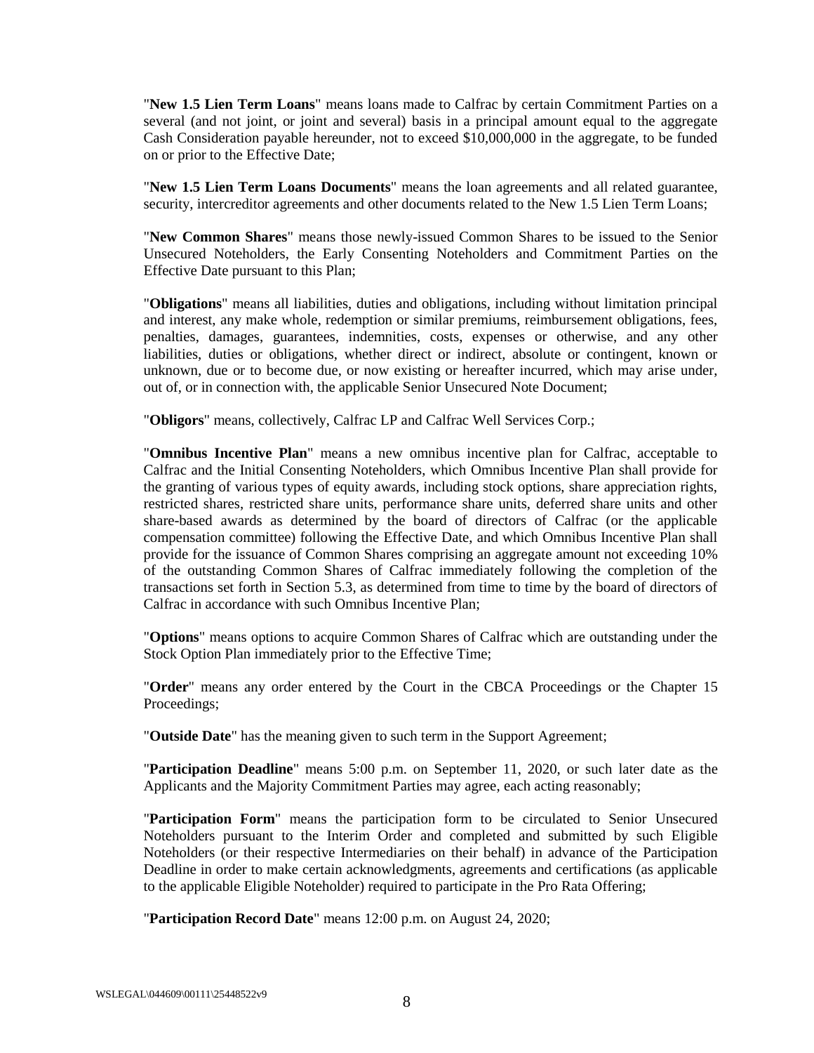"**New 1.5 Lien Term Loans**" means loans made to Calfrac by certain Commitment Parties on a several (and not joint, or joint and several) basis in a principal amount equal to the aggregate Cash Consideration payable hereunder, not to exceed $10,000,000 in the aggregate, to be funded on or prior to the Effective Date;

"**New 1.5 Lien Term Loans Documents**" means the loan agreements and all related guarantee, security, intercreditor agreements and other documents related to the New 1.5 Lien Term Loans;

"**New Common Shares**" means those newly-issued Common Shares to be issued to the Senior Unsecured Noteholders, the Early Consenting Noteholders and Commitment Parties on the Effective Date pursuant to this Plan;

"**Obligations**" means all liabilities, duties and obligations, including without limitation principal and interest, any make whole, redemption or similar premiums, reimbursement obligations, fees, penalties, damages, guarantees, indemnities, costs, expenses or otherwise, and any other liabilities, duties or obligations, whether direct or indirect, absolute or contingent, known or unknown, due or to become due, or now existing or hereafter incurred, which may arise under, out of, or in connection with, the applicable Senior Unsecured Note Document;

"**Obligors**" means, collectively, Calfrac LP and Calfrac Well Services Corp.;

"**Omnibus Incentive Plan**" means a new omnibus incentive plan for Calfrac, acceptable to Calfrac and the Initial Consenting Noteholders, which Omnibus Incentive Plan shall provide for the granting of various types of equity awards, including stock options, share appreciation rights, restricted shares, restricted share units, performance share units, deferred share units and other share-based awards as determined by the board of directors of Calfrac (or the applicable compensation committee) following the Effective Date, and which Omnibus Incentive Plan shall provide for the issuance of Common Shares comprising an aggregate amount not exceeding 10% of the outstanding Common Shares of Calfrac immediately following the completion of the transactions set forth in Section 5.3, as determined from time to time by the board of directors of Calfrac in accordance with such Omnibus Incentive Plan;

"**Options**" means options to acquire Common Shares of Calfrac which are outstanding under the Stock Option Plan immediately prior to the Effective Time;

"**Order**" means any order entered by the Court in the CBCA Proceedings or the Chapter 15 Proceedings;

"**Outside Date**" has the meaning given to such term in the Support Agreement;

"**Participation Deadline**" means 5:00 p.m. on September 11, 2020, or such later date as the Applicants and the Majority Commitment Parties may agree, each acting reasonably;

"**Participation Form**" means the participation form to be circulated to Senior Unsecured Noteholders pursuant to the Interim Order and completed and submitted by such Eligible Noteholders (or their respective Intermediaries on their behalf) in advance of the Participation Deadline in order to make certain acknowledgments, agreements and certifications (as applicable to the applicable Eligible Noteholder) required to participate in the Pro Rata Offering;

"**Participation Record Date**" means 12:00 p.m. on August 24, 2020;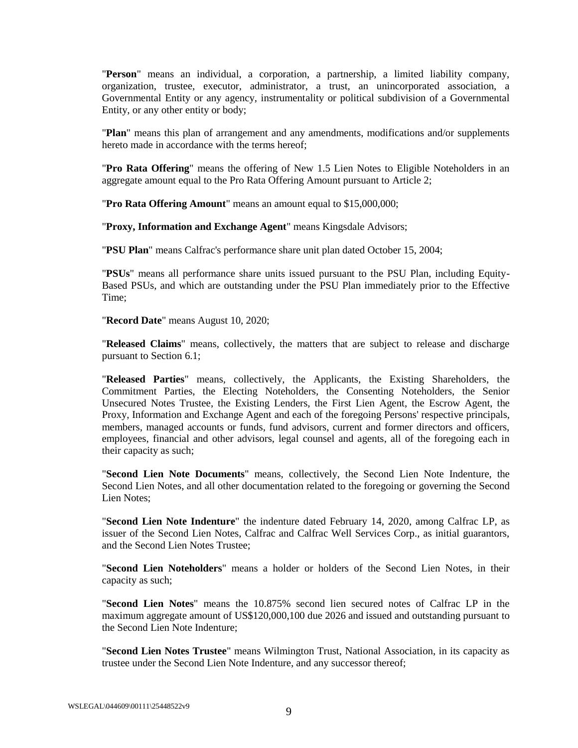"**Person**" means an individual, a corporation, a partnership, a limited liability company, organization, trustee, executor, administrator, a trust, an unincorporated association, a Governmental Entity or any agency, instrumentality or political subdivision of a Governmental Entity, or any other entity or body;

"**Plan**" means this plan of arrangement and any amendments, modifications and/or supplements hereto made in accordance with the terms hereof;

"**Pro Rata Offering**" means the offering of New 1.5 Lien Notes to Eligible Noteholders in an aggregate amount equal to the Pro Rata Offering Amount pursuant to Article 2;

"**Pro Rata Offering Amount**" means an amount equal to $15,000,000;

"**Proxy, Information and Exchange Agent**" means Kingsdale Advisors;

"**PSU Plan**" means Calfrac's performance share unit plan dated October 15, 2004;

"**PSUs**" means all performance share units issued pursuant to the PSU Plan, including Equity-Based PSUs, and which are outstanding under the PSU Plan immediately prior to the Effective Time;

"**Record Date**" means August 10, 2020;

"**Released Claims**" means, collectively, the matters that are subject to release and discharge pursuant to Section 6.1;

"**Released Parties**" means, collectively, the Applicants, the Existing Shareholders, the Commitment Parties, the Electing Noteholders, the Consenting Noteholders, the Senior Unsecured Notes Trustee, the Existing Lenders, the First Lien Agent, the Escrow Agent, the Proxy, Information and Exchange Agent and each of the foregoing Persons' respective principals, members, managed accounts or funds, fund advisors, current and former directors and officers, employees, financial and other advisors, legal counsel and agents, all of the foregoing each in their capacity as such;

"**Second Lien Note Documents**" means, collectively, the Second Lien Note Indenture, the Second Lien Notes, and all other documentation related to the foregoing or governing the Second Lien Notes;

"**Second Lien Note Indenture**" the indenture dated February 14, 2020, among Calfrac LP, as issuer of the Second Lien Notes, Calfrac and Calfrac Well Services Corp., as initial guarantors, and the Second Lien Notes Trustee;

"**Second Lien Noteholders**" means a holder or holders of the Second Lien Notes, in their capacity as such;

"**Second Lien Notes**" means the 10.875% second lien secured notes of Calfrac LP in the maximum aggregate amount of US$120,000,100 due 2026 and issued and outstanding pursuant to the Second Lien Note Indenture;

"**Second Lien Notes Trustee**" means Wilmington Trust, National Association, in its capacity as trustee under the Second Lien Note Indenture, and any successor thereof;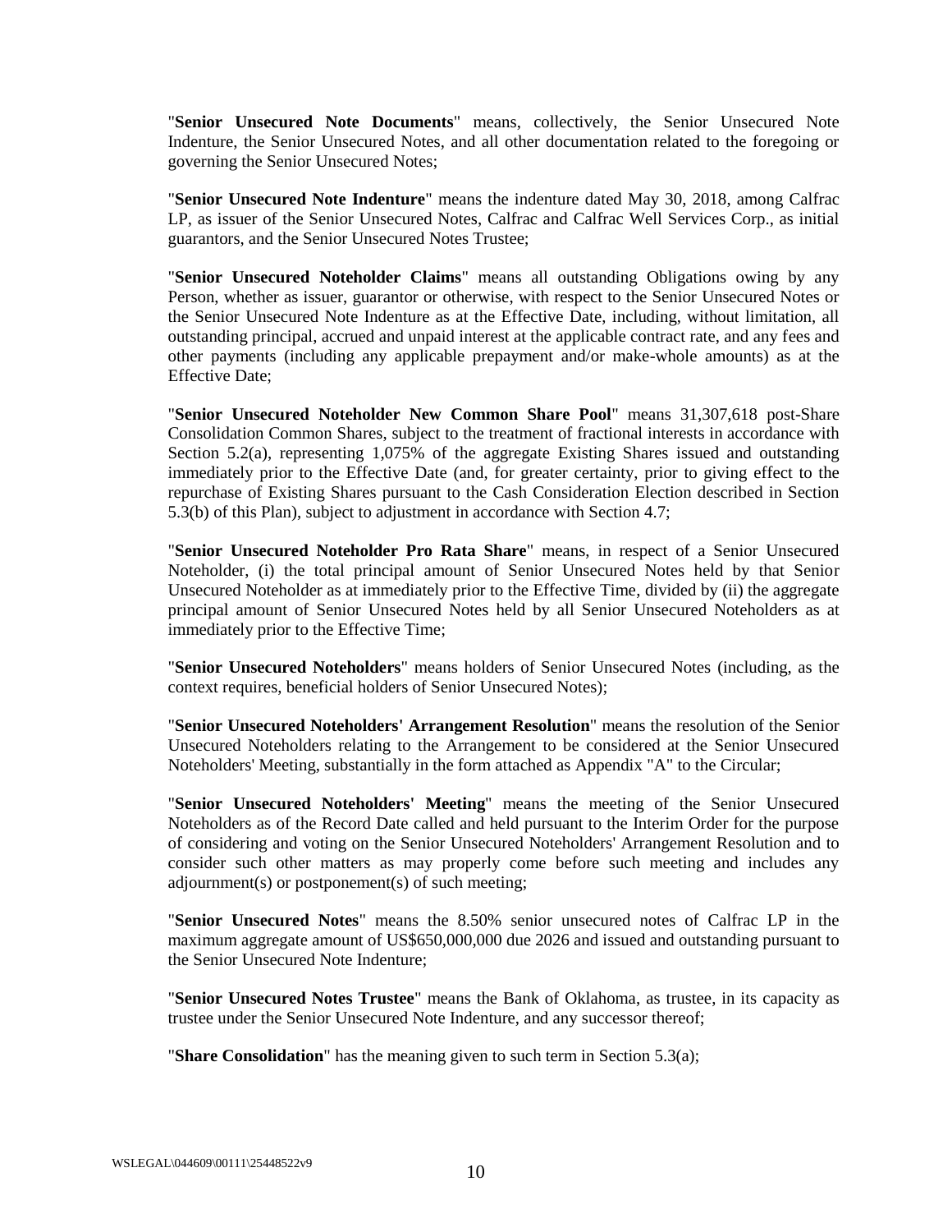"**Senior Unsecured Note Documents**" means, collectively, the Senior Unsecured Note Indenture, the Senior Unsecured Notes, and all other documentation related to the foregoing or governing the Senior Unsecured Notes;

"**Senior Unsecured Note Indenture**" means the indenture dated May 30, 2018, among Calfrac LP, as issuer of the Senior Unsecured Notes, Calfrac and Calfrac Well Services Corp., as initial guarantors, and the Senior Unsecured Notes Trustee;

"**Senior Unsecured Noteholder Claims**" means all outstanding Obligations owing by any Person, whether as issuer, guarantor or otherwise, with respect to the Senior Unsecured Notes or the Senior Unsecured Note Indenture as at the Effective Date, including, without limitation, all outstanding principal, accrued and unpaid interest at the applicable contract rate, and any fees and other payments (including any applicable prepayment and/or make-whole amounts) as at the Effective Date;

"**Senior Unsecured Noteholder New Common Share Pool**" means 31,307,618 post-Share Consolidation Common Shares, subject to the treatment of fractional interests in accordance with Section 5.2(a), representing 1,075% of the aggregate Existing Shares issued and outstanding immediately prior to the Effective Date (and, for greater certainty, prior to giving effect to the repurchase of Existing Shares pursuant to the Cash Consideration Election described in Section 5.3(b) of this Plan), subject to adjustment in accordance with Section 4.7;

"**Senior Unsecured Noteholder Pro Rata Share**" means, in respect of a Senior Unsecured Noteholder, (i) the total principal amount of Senior Unsecured Notes held by that Senior Unsecured Noteholder as at immediately prior to the Effective Time, divided by (ii) the aggregate principal amount of Senior Unsecured Notes held by all Senior Unsecured Noteholders as at immediately prior to the Effective Time;

"**Senior Unsecured Noteholders**" means holders of Senior Unsecured Notes (including, as the context requires, beneficial holders of Senior Unsecured Notes);

"**Senior Unsecured Noteholders' Arrangement Resolution**" means the resolution of the Senior Unsecured Noteholders relating to the Arrangement to be considered at the Senior Unsecured Noteholders' Meeting, substantially in the form attached as Appendix "A" to the Circular;

"**Senior Unsecured Noteholders' Meeting**" means the meeting of the Senior Unsecured Noteholders as of the Record Date called and held pursuant to the Interim Order for the purpose of considering and voting on the Senior Unsecured Noteholders' Arrangement Resolution and to consider such other matters as may properly come before such meeting and includes any adjournment(s) or postponement(s) of such meeting;

"**Senior Unsecured Notes**" means the 8.50% senior unsecured notes of Calfrac LP in the maximum aggregate amount of US$650,000,000 due 2026 and issued and outstanding pursuant to the Senior Unsecured Note Indenture;

"**Senior Unsecured Notes Trustee**" means the Bank of Oklahoma, as trustee, in its capacity as trustee under the Senior Unsecured Note Indenture, and any successor thereof;

"**Share Consolidation**" has the meaning given to such term in Section 5.3(a);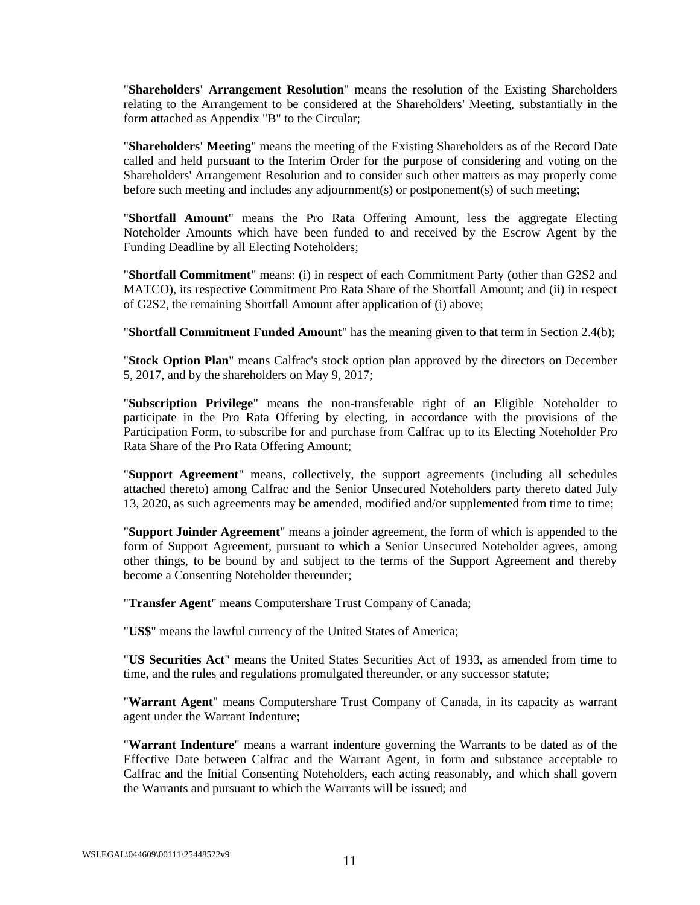"**Shareholders' Arrangement Resolution**" means the resolution of the Existing Shareholders relating to the Arrangement to be considered at the Shareholders' Meeting, substantially in the form attached as Appendix "B" to the Circular;

"**Shareholders' Meeting**" means the meeting of the Existing Shareholders as of the Record Date called and held pursuant to the Interim Order for the purpose of considering and voting on the Shareholders' Arrangement Resolution and to consider such other matters as may properly come before such meeting and includes any adjournment(s) or postponement(s) of such meeting;

"**Shortfall Amount**" means the Pro Rata Offering Amount, less the aggregate Electing Noteholder Amounts which have been funded to and received by the Escrow Agent by the Funding Deadline by all Electing Noteholders;

"**Shortfall Commitment**" means: (i) in respect of each Commitment Party (other than G2S2 and MATCO), its respective Commitment Pro Rata Share of the Shortfall Amount; and (ii) in respect of G2S2, the remaining Shortfall Amount after application of (i) above;

"**Shortfall Commitment Funded Amount**" has the meaning given to that term in Section 2.4(b);

"**Stock Option Plan**" means Calfrac's stock option plan approved by the directors on December 5, 2017, and by the shareholders on May 9, 2017;

"**Subscription Privilege**" means the non-transferable right of an Eligible Noteholder to participate in the Pro Rata Offering by electing, in accordance with the provisions of the Participation Form, to subscribe for and purchase from Calfrac up to its Electing Noteholder Pro Rata Share of the Pro Rata Offering Amount;

"**Support Agreement**" means, collectively, the support agreements (including all schedules attached thereto) among Calfrac and the Senior Unsecured Noteholders party thereto dated July 13, 2020, as such agreements may be amended, modified and/or supplemented from time to time;

"**Support Joinder Agreement**" means a joinder agreement, the form of which is appended to the form of Support Agreement, pursuant to which a Senior Unsecured Noteholder agrees, among other things, to be bound by and subject to the terms of the Support Agreement and thereby become a Consenting Noteholder thereunder;

"**Transfer Agent**" means Computershare Trust Company of Canada;

"**US$**" means the lawful currency of the United States of America;

"**US Securities Act**" means the United States Securities Act of 1933, as amended from time to time, and the rules and regulations promulgated thereunder, or any successor statute;

"**Warrant Agent**" means Computershare Trust Company of Canada, in its capacity as warrant agent under the Warrant Indenture;

"**Warrant Indenture**" means a warrant indenture governing the Warrants to be dated as of the Effective Date between Calfrac and the Warrant Agent, in form and substance acceptable to Calfrac and the Initial Consenting Noteholders, each acting reasonably, and which shall govern the Warrants and pursuant to which the Warrants will be issued; and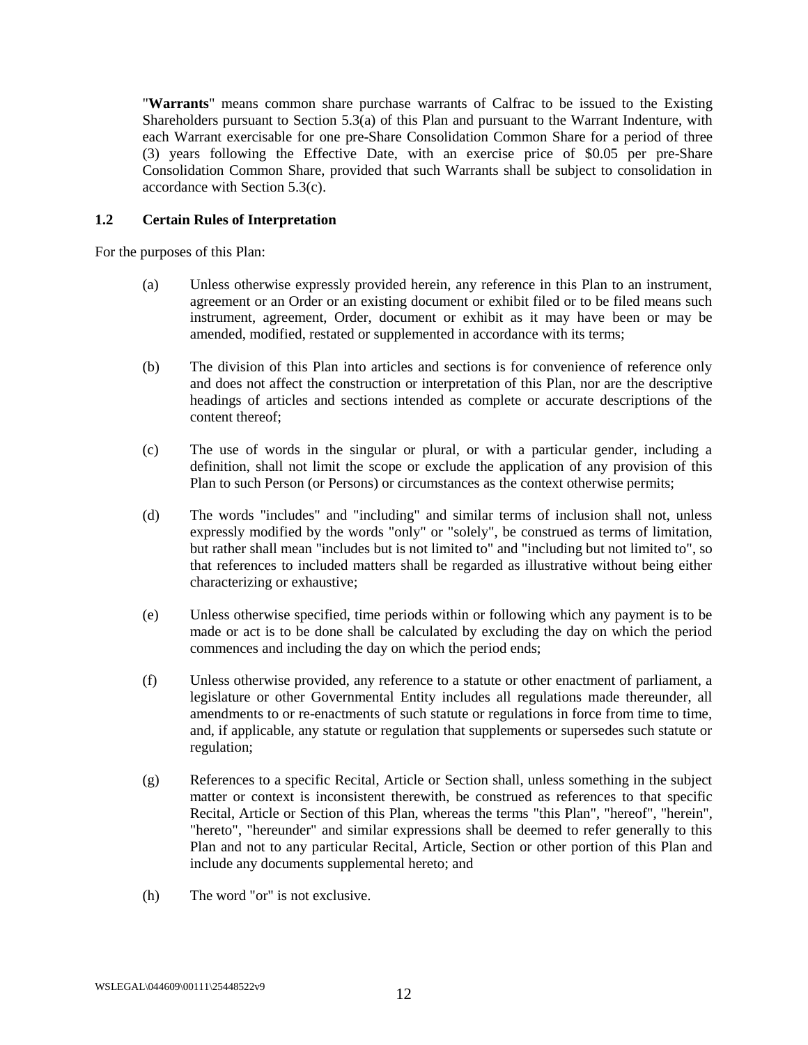"**Warrants**" means common share purchase warrants of Calfrac to be issued to the Existing Shareholders pursuant to Section 5.3(a) of this Plan and pursuant to the Warrant Indenture, with each Warrant exercisable for one pre-Share Consolidation Common Share for a period of three (3) years following the Effective Date, with an exercise price of $0.05 per pre-Share Consolidation Common Share, provided that such Warrants shall be subject to consolidation in accordance with Section 5.3(c).

### 1.2 Certain Rules of Interpretation

For the purposes of this Plan:

(a) Unless otherwise expressly provided herein, any reference in this Plan to an instrument, agreement or an Order or an existing document or exhibit filed or to be filed means such instrument, agreement, Order, document or exhibit as it may have been or may be amended, modified, restated or supplemented in accordance with its terms;

(b) The division of this Plan into articles and sections is for convenience of reference only and does not affect the construction or interpretation of this Plan, nor are the descriptive headings of articles and sections intended as complete or accurate descriptions of the content thereof;

(c) The use of words in the singular or plural, or with a particular gender, including a definition, shall not limit the scope or exclude the application of any provision of this Plan to such Person (or Persons) or circumstances as the context otherwise permits;

(d) The words "includes" and "including" and similar terms of inclusion shall not, unless expressly modified by the words "only" or "solely", be construed as terms of limitation, but rather shall mean "includes but is not limited to" and "including but not limited to", so that references to included matters shall be regarded as illustrative without being either characterizing or exhaustive;

(e) Unless otherwise specified, time periods within or following which any payment is to be made or act is to be done shall be calculated by excluding the day on which the period commences and including the day on which the period ends;

(f) Unless otherwise provided, any reference to a statute or other enactment of parliament, a legislature or other Governmental Entity includes all regulations made thereunder, all amendments to or re-enactments of such statute or regulations in force from time to time, and, if applicable, any statute or regulation that supplements or supersedes such statute or regulation;

(g) References to a specific Recital, Article or Section shall, unless something in the subject matter or context is inconsistent therewith, be construed as references to that specific Recital, Article or Section of this Plan, whereas the terms "this Plan", "hereof", "herein", "hereto", "hereunder" and similar expressions shall be deemed to refer generally to this Plan and not to any particular Recital, Article, Section or other portion of this Plan and include any documents supplemental hereto; and

(h) The word "or" is not exclusive.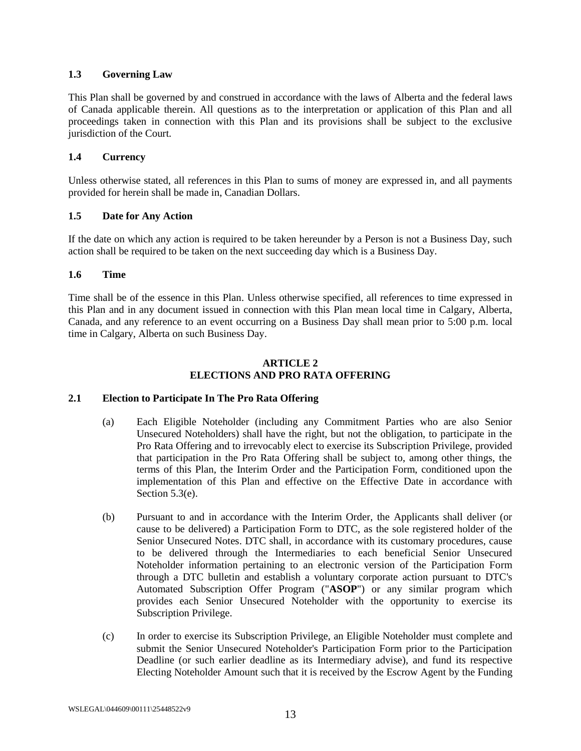### 1.3 Governing Law

This Plan shall be governed by and construed in accordance with the laws of Alberta and the federal laws of Canada applicable therein. All questions as to the interpretation or application of this Plan and all proceedings taken in connection with this Plan and its provisions shall be subject to the exclusive jurisdiction of the Court.

### 1.4 Currency

Unless otherwise stated, all references in this Plan to sums of money are expressed in, and all payments provided for herein shall be made in, Canadian Dollars.

### 1.5 Date for Any Action

If the date on which any action is required to be taken hereunder by a Person is not a Business Day, such action shall be required to be taken on the next succeeding day which is a Business Day.

### 1.6 Time

Time shall be of the essence in this Plan. Unless otherwise specified, all references to time expressed in this Plan and in any document issued in connection with this Plan mean local time in Calgary, Alberta, Canada, and any reference to an event occurring on a Business Day shall mean prior to 5:00 p.m. local time in Calgary, Alberta on such Business Day.

## ARTICLE 2
## ELECTIONS AND PRO RATA OFFERING

### 2.1 Election to Participate In The Pro Rata Offering

(a) Each Eligible Noteholder (including any Commitment Parties who are also Senior Unsecured Noteholders) shall have the right, but not the obligation, to participate in the Pro Rata Offering and to irrevocably elect to exercise its Subscription Privilege, provided that participation in the Pro Rata Offering shall be subject to, among other things, the terms of this Plan, the Interim Order and the Participation Form, conditioned upon the implementation of this Plan and effective on the Effective Date in accordance with Section 5.3(e).

(b) Pursuant to and in accordance with the Interim Order, the Applicants shall deliver (or cause to be delivered) a Participation Form to DTC, as the sole registered holder of the Senior Unsecured Notes. DTC shall, in accordance with its customary procedures, cause to be delivered through the Intermediaries to each beneficial Senior Unsecured Noteholder information pertaining to an electronic version of the Participation Form through a DTC bulletin and establish a voluntary corporate action pursuant to DTC's Automated Subscription Offer Program ("**ASOP**") or any similar program which provides each Senior Unsecured Noteholder with the opportunity to exercise its Subscription Privilege.

(c) In order to exercise its Subscription Privilege, an Eligible Noteholder must complete and submit the Senior Unsecured Noteholder's Participation Form prior to the Participation Deadline (or such earlier deadline as its Intermediary advise), and fund its respective Electing Noteholder Amount such that it is received by the Escrow Agent by the Funding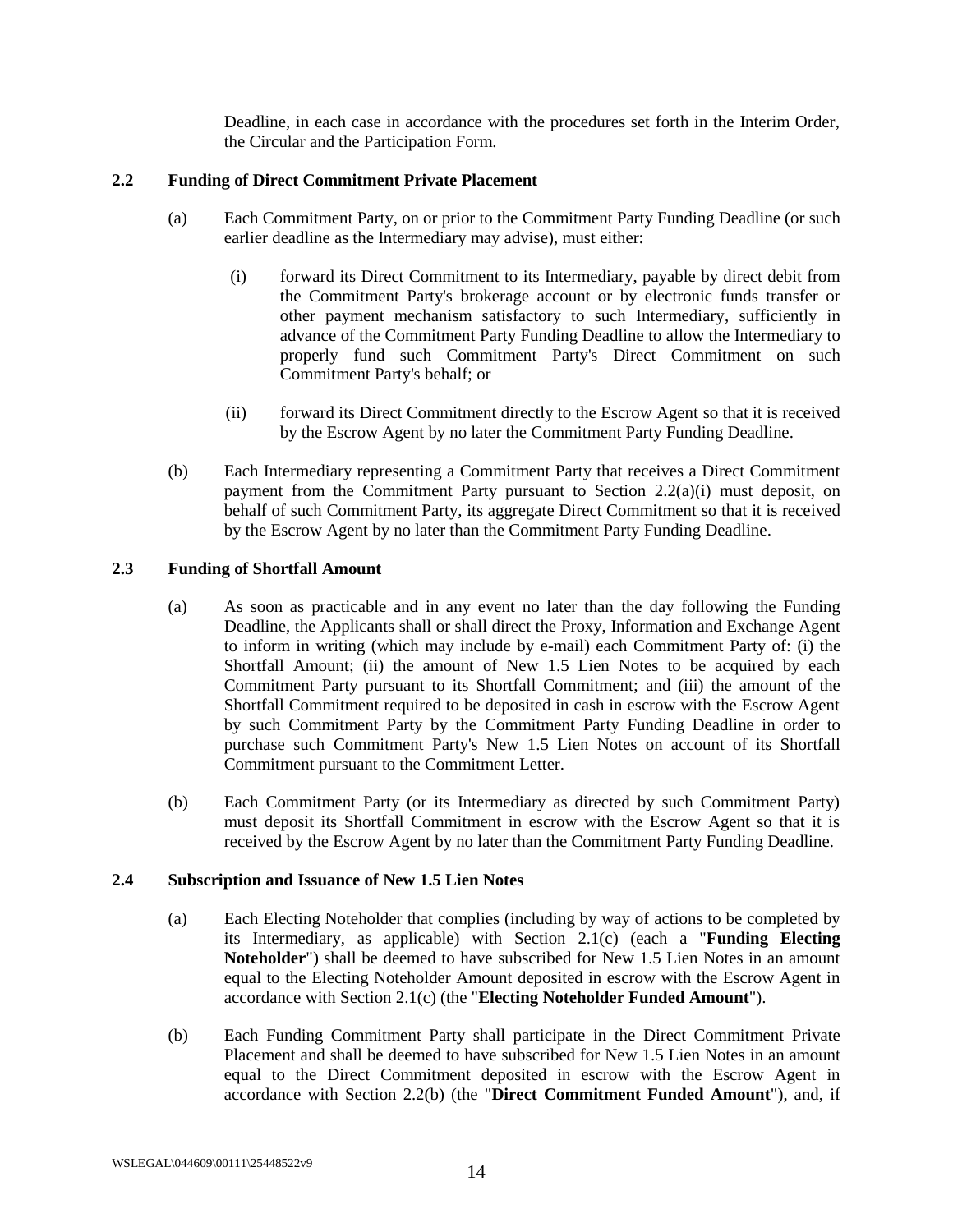Deadline, in each case in accordance with the procedures set forth in the Interim Order, the Circular and the Participation Form.

**2.2 Funding of Direct Commitment Private Placement**

(a) Each Commitment Party, on or prior to the Commitment Party Funding Deadline (or such earlier deadline as the Intermediary may advise), must either:

(i) forward its Direct Commitment to its Intermediary, payable by direct debit from the Commitment Party's brokerage account or by electronic funds transfer or other payment mechanism satisfactory to such Intermediary, sufficiently in advance of the Commitment Party Funding Deadline to allow the Intermediary to properly fund such Commitment Party's Direct Commitment on such Commitment Party's behalf; or

(ii) forward its Direct Commitment directly to the Escrow Agent so that it is received by the Escrow Agent by no later the Commitment Party Funding Deadline.

(b) Each Intermediary representing a Commitment Party that receives a Direct Commitment payment from the Commitment Party pursuant to Section 2.2(a)(i) must deposit, on behalf of such Commitment Party, its aggregate Direct Commitment so that it is received by the Escrow Agent by no later than the Commitment Party Funding Deadline.

**2.3 Funding of Shortfall Amount**

(a) As soon as practicable and in any event no later than the day following the Funding Deadline, the Applicants shall or shall direct the Proxy, Information and Exchange Agent to inform in writing (which may include by e-mail) each Commitment Party of: (i) the Shortfall Amount; (ii) the amount of New 1.5 Lien Notes to be acquired by each Commitment Party pursuant to its Shortfall Commitment; and (iii) the amount of the Shortfall Commitment required to be deposited in cash in escrow with the Escrow Agent by such Commitment Party by the Commitment Party Funding Deadline in order to purchase such Commitment Party's New 1.5 Lien Notes on account of its Shortfall Commitment pursuant to the Commitment Letter.

(b) Each Commitment Party (or its Intermediary as directed by such Commitment Party) must deposit its Shortfall Commitment in escrow with the Escrow Agent so that it is received by the Escrow Agent by no later than the Commitment Party Funding Deadline.

**2.4 Subscription and Issuance of New 1.5 Lien Notes**

(a) Each Electing Noteholder that complies (including by way of actions to be completed by its Intermediary, as applicable) with Section 2.1(c) (each a "**Funding Electing Noteholder**") shall be deemed to have subscribed for New 1.5 Lien Notes in an amount equal to the Electing Noteholder Amount deposited in escrow with the Escrow Agent in accordance with Section 2.1(c) (the "**Electing Noteholder Funded Amount**").

(b) Each Funding Commitment Party shall participate in the Direct Commitment Private Placement and shall be deemed to have subscribed for New 1.5 Lien Notes in an amount equal to the Direct Commitment deposited in escrow with the Escrow Agent in accordance with Section 2.2(b) (the "**Direct Commitment Funded Amount**"), and, if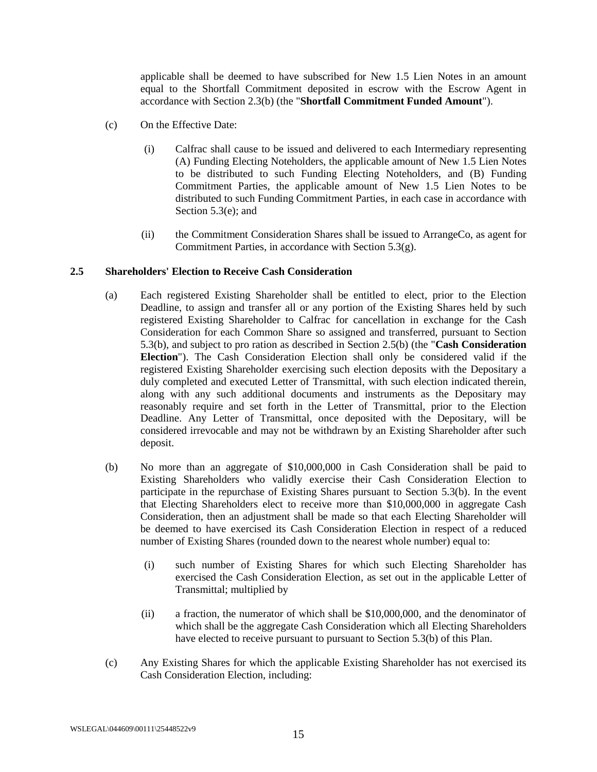applicable shall be deemed to have subscribed for New 1.5 Lien Notes in an amount equal to the Shortfall Commitment deposited in escrow with the Escrow Agent in accordance with Section 2.3(b) (the "**Shortfall Commitment Funded Amount**").

(c) On the Effective Date:

(i) Calfrac shall cause to be issued and delivered to each Intermediary representing (A) Funding Electing Noteholders, the applicable amount of New 1.5 Lien Notes to be distributed to such Funding Electing Noteholders, and (B) Funding Commitment Parties, the applicable amount of New 1.5 Lien Notes to be distributed to such Funding Commitment Parties, in each case in accordance with Section 5.3(e); and

(ii) the Commitment Consideration Shares shall be issued to ArrangeCo, as agent for Commitment Parties, in accordance with Section 5.3(g).

### 2.5 Shareholders' Election to Receive Cash Consideration

(a) Each registered Existing Shareholder shall be entitled to elect, prior to the Election Deadline, to assign and transfer all or any portion of the Existing Shares held by such registered Existing Shareholder to Calfrac for cancellation in exchange for the Cash Consideration for each Common Share so assigned and transferred, pursuant to Section 5.3(b), and subject to pro ration as described in Section 2.5(b) (the "**Cash Consideration Election**"). The Cash Consideration Election shall only be considered valid if the registered Existing Shareholder exercising such election deposits with the Depositary a duly completed and executed Letter of Transmittal, with such election indicated therein, along with any such additional documents and instruments as the Depositary may reasonably require and set forth in the Letter of Transmittal, prior to the Election Deadline. Any Letter of Transmittal, once deposited with the Depositary, will be considered irrevocable and may not be withdrawn by an Existing Shareholder after such deposit.

(b) No more than an aggregate of $10,000,000 in Cash Consideration shall be paid to Existing Shareholders who validly exercise their Cash Consideration Election to participate in the repurchase of Existing Shares pursuant to Section 5.3(b). In the event that Electing Shareholders elect to receive more than $10,000,000 in aggregate Cash Consideration, then an adjustment shall be made so that each Electing Shareholder will be deemed to have exercised its Cash Consideration Election in respect of a reduced number of Existing Shares (rounded down to the nearest whole number) equal to:

(i) such number of Existing Shares for which such Electing Shareholder has exercised the Cash Consideration Election, as set out in the applicable Letter of Transmittal; multiplied by

(ii) a fraction, the numerator of which shall be $10,000,000, and the denominator of which shall be the aggregate Cash Consideration which all Electing Shareholders have elected to receive pursuant to pursuant to Section 5.3(b) of this Plan.

(c) Any Existing Shares for which the applicable Existing Shareholder has not exercised its Cash Consideration Election, including: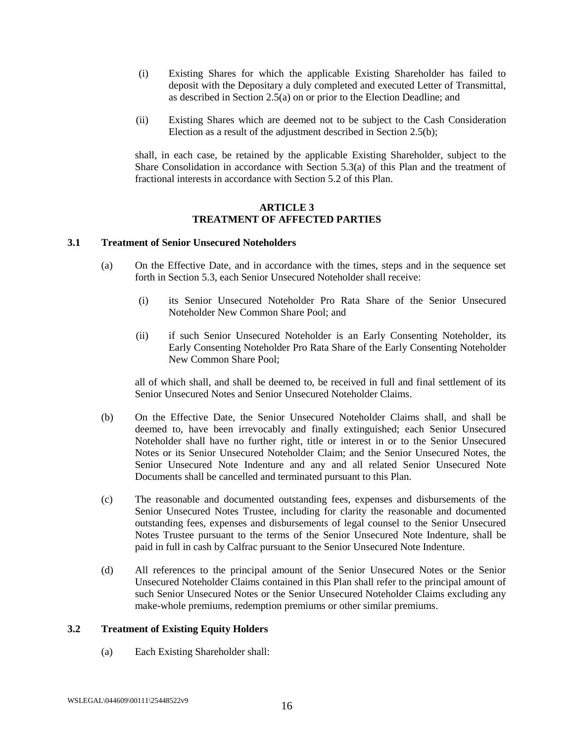(i) Existing Shares for which the applicable Existing Shareholder has failed to deposit with the Depositary a duly completed and executed Letter of Transmittal, as described in Section 2.5(a) on or prior to the Election Deadline; and

(ii) Existing Shares which are deemed not to be subject to the Cash Consideration Election as a result of the adjustment described in Section 2.5(b);

shall, in each case, be retained by the applicable Existing Shareholder, subject to the Share Consolidation in accordance with Section 5.3(a) of this Plan and the treatment of fractional interests in accordance with Section 5.2 of this Plan.

## ARTICLE 3
## TREATMENT OF AFFECTED PARTIES

### 3.1 Treatment of Senior Unsecured Noteholders

(a) On the Effective Date, and in accordance with the times, steps and in the sequence set forth in Section 5.3, each Senior Unsecured Noteholder shall receive:

(i) its Senior Unsecured Noteholder Pro Rata Share of the Senior Unsecured Noteholder New Common Share Pool; and

(ii) if such Senior Unsecured Noteholder is an Early Consenting Noteholder, its Early Consenting Noteholder Pro Rata Share of the Early Consenting Noteholder New Common Share Pool;

all of which shall, and shall be deemed to, be received in full and final settlement of its Senior Unsecured Notes and Senior Unsecured Noteholder Claims.

(b) On the Effective Date, the Senior Unsecured Noteholder Claims shall, and shall be deemed to, have been irrevocably and finally extinguished; each Senior Unsecured Noteholder shall have no further right, title or interest in or to the Senior Unsecured Notes or its Senior Unsecured Noteholder Claim; and the Senior Unsecured Notes, the Senior Unsecured Note Indenture and any and all related Senior Unsecured Note Documents shall be cancelled and terminated pursuant to this Plan.

(c) The reasonable and documented outstanding fees, expenses and disbursements of the Senior Unsecured Notes Trustee, including for clarity the reasonable and documented outstanding fees, expenses and disbursements of legal counsel to the Senior Unsecured Notes Trustee pursuant to the terms of the Senior Unsecured Note Indenture, shall be paid in full in cash by Calfrac pursuant to the Senior Unsecured Note Indenture.

(d) All references to the principal amount of the Senior Unsecured Notes or the Senior Unsecured Noteholder Claims contained in this Plan shall refer to the principal amount of such Senior Unsecured Notes or the Senior Unsecured Noteholder Claims excluding any make-whole premiums, redemption premiums or other similar premiums.

### 3.2 Treatment of Existing Equity Holders

(a) Each Existing Shareholder shall: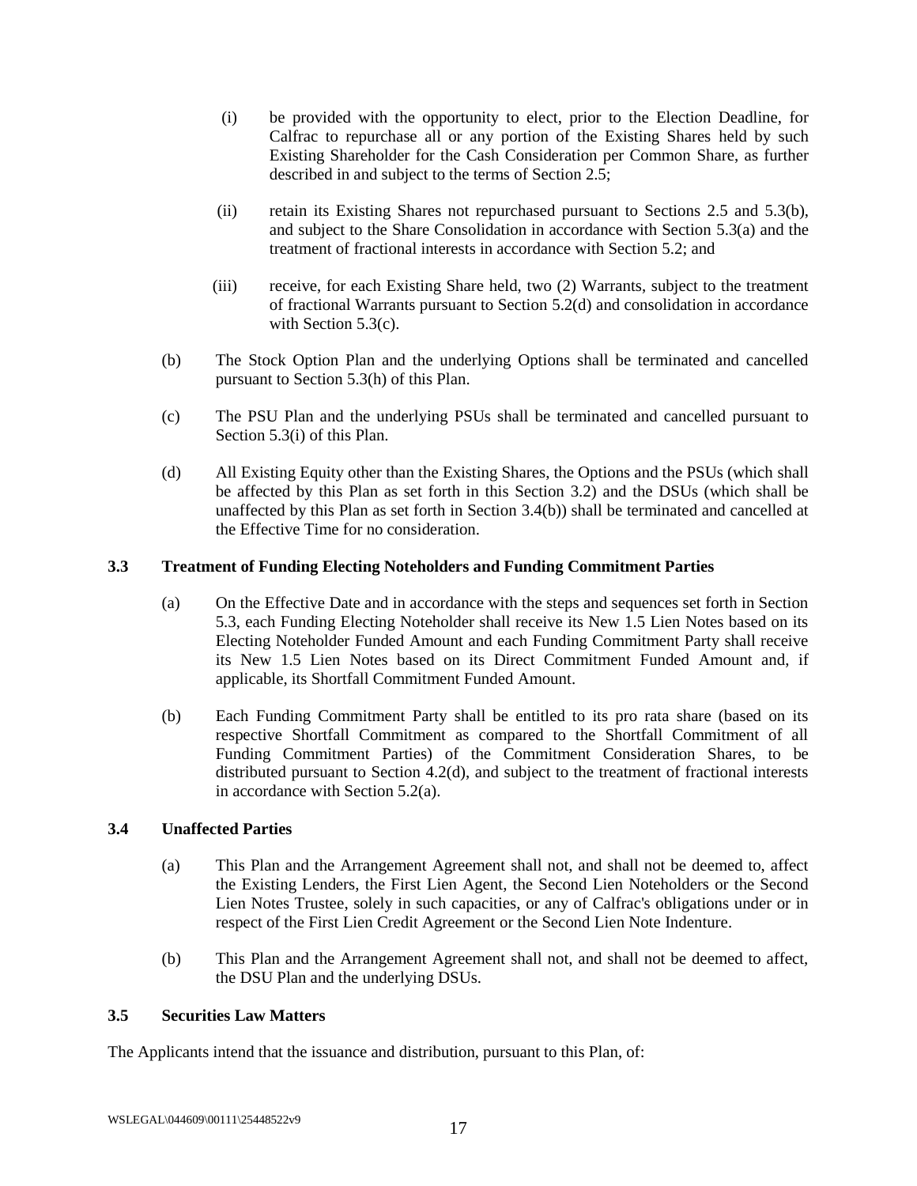(i) be provided with the opportunity to elect, prior to the Election Deadline, for Calfrac to repurchase all or any portion of the Existing Shares held by such Existing Shareholder for the Cash Consideration per Common Share, as further described in and subject to the terms of Section 2.5;

(ii) retain its Existing Shares not repurchased pursuant to Sections 2.5 and 5.3(b), and subject to the Share Consolidation in accordance with Section 5.3(a) and the treatment of fractional interests in accordance with Section 5.2; and

(iii) receive, for each Existing Share held, two (2) Warrants, subject to the treatment of fractional Warrants pursuant to Section 5.2(d) and consolidation in accordance with Section 5.3(c).

(b) The Stock Option Plan and the underlying Options shall be terminated and cancelled pursuant to Section 5.3(h) of this Plan.

(c) The PSU Plan and the underlying PSUs shall be terminated and cancelled pursuant to Section 5.3(i) of this Plan.

(d) All Existing Equity other than the Existing Shares, the Options and the PSUs (which shall be affected by this Plan as set forth in this Section 3.2) and the DSUs (which shall be unaffected by this Plan as set forth in Section 3.4(b)) shall be terminated and cancelled at the Effective Time for no consideration.

### 3.3 Treatment of Funding Electing Noteholders and Funding Commitment Parties

(a) On the Effective Date and in accordance with the steps and sequences set forth in Section 5.3, each Funding Electing Noteholder shall receive its New 1.5 Lien Notes based on its Electing Noteholder Funded Amount and each Funding Commitment Party shall receive its New 1.5 Lien Notes based on its Direct Commitment Funded Amount and, if applicable, its Shortfall Commitment Funded Amount.

(b) Each Funding Commitment Party shall be entitled to its pro rata share (based on its respective Shortfall Commitment as compared to the Shortfall Commitment of all Funding Commitment Parties) of the Commitment Consideration Shares, to be distributed pursuant to Section 4.2(d), and subject to the treatment of fractional interests in accordance with Section 5.2(a).

### 3.4 Unaffected Parties

(a) This Plan and the Arrangement Agreement shall not, and shall not be deemed to, affect the Existing Lenders, the First Lien Agent, the Second Lien Noteholders or the Second Lien Notes Trustee, solely in such capacities, or any of Calfrac's obligations under or in respect of the First Lien Credit Agreement or the Second Lien Note Indenture.

(b) This Plan and the Arrangement Agreement shall not, and shall not be deemed to affect, the DSU Plan and the underlying DSUs.

### 3.5 Securities Law Matters

The Applicants intend that the issuance and distribution, pursuant to this Plan, of: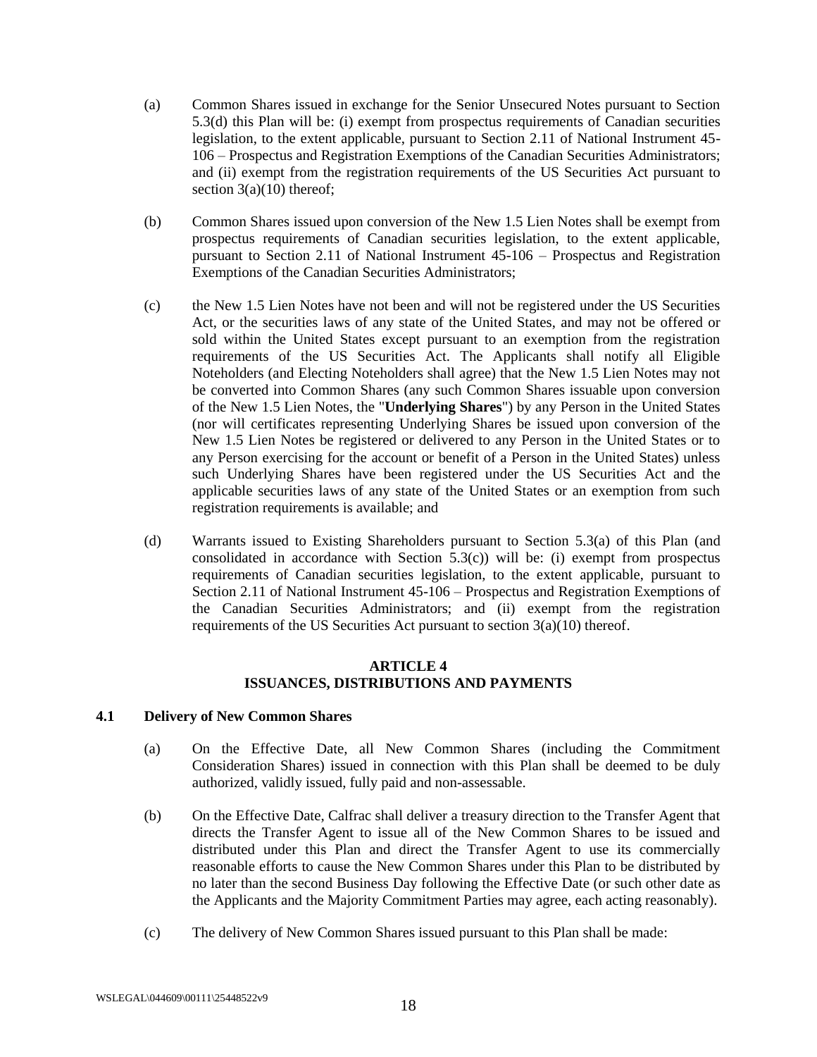(a) Common Shares issued in exchange for the Senior Unsecured Notes pursuant to Section 5.3(d) this Plan will be: (i) exempt from prospectus requirements of Canadian securities legislation, to the extent applicable, pursuant to Section 2.11 of National Instrument 45-106 – Prospectus and Registration Exemptions of the Canadian Securities Administrators; and (ii) exempt from the registration requirements of the US Securities Act pursuant to section 3(a)(10) thereof;

(b) Common Shares issued upon conversion of the New 1.5 Lien Notes shall be exempt from prospectus requirements of Canadian securities legislation, to the extent applicable, pursuant to Section 2.11 of National Instrument 45-106 – Prospectus and Registration Exemptions of the Canadian Securities Administrators;

(c) the New 1.5 Lien Notes have not been and will not be registered under the US Securities Act, or the securities laws of any state of the United States, and may not be offered or sold within the United States except pursuant to an exemption from the registration requirements of the US Securities Act. The Applicants shall notify all Eligible Noteholders (and Electing Noteholders shall agree) that the New 1.5 Lien Notes may not be converted into Common Shares (any such Common Shares issuable upon conversion of the New 1.5 Lien Notes, the "**Underlying Shares**") by any Person in the United States (nor will certificates representing Underlying Shares be issued upon conversion of the New 1.5 Lien Notes be registered or delivered to any Person in the United States or to any Person exercising for the account or benefit of a Person in the United States) unless such Underlying Shares have been registered under the US Securities Act and the applicable securities laws of any state of the United States or an exemption from such registration requirements is available; and

(d) Warrants issued to Existing Shareholders pursuant to Section 5.3(a) of this Plan (and consolidated in accordance with Section 5.3(c)) will be: (i) exempt from prospectus requirements of Canadian securities legislation, to the extent applicable, pursuant to Section 2.11 of National Instrument 45-106 – Prospectus and Registration Exemptions of the Canadian Securities Administrators; and (ii) exempt from the registration requirements of the US Securities Act pursuant to section 3(a)(10) thereof.

## ARTICLE 4
## ISSUANCES, DISTRIBUTIONS AND PAYMENTS

### 4.1 Delivery of New Common Shares

(a) On the Effective Date, all New Common Shares (including the Commitment Consideration Shares) issued in connection with this Plan shall be deemed to be duly authorized, validly issued, fully paid and non-assessable.

(b) On the Effective Date, Calfrac shall deliver a treasury direction to the Transfer Agent that directs the Transfer Agent to issue all of the New Common Shares to be issued and distributed under this Plan and direct the Transfer Agent to use its commercially reasonable efforts to cause the New Common Shares under this Plan to be distributed by no later than the second Business Day following the Effective Date (or such other date as the Applicants and the Majority Commitment Parties may agree, each acting reasonably).

(c) The delivery of New Common Shares issued pursuant to this Plan shall be made: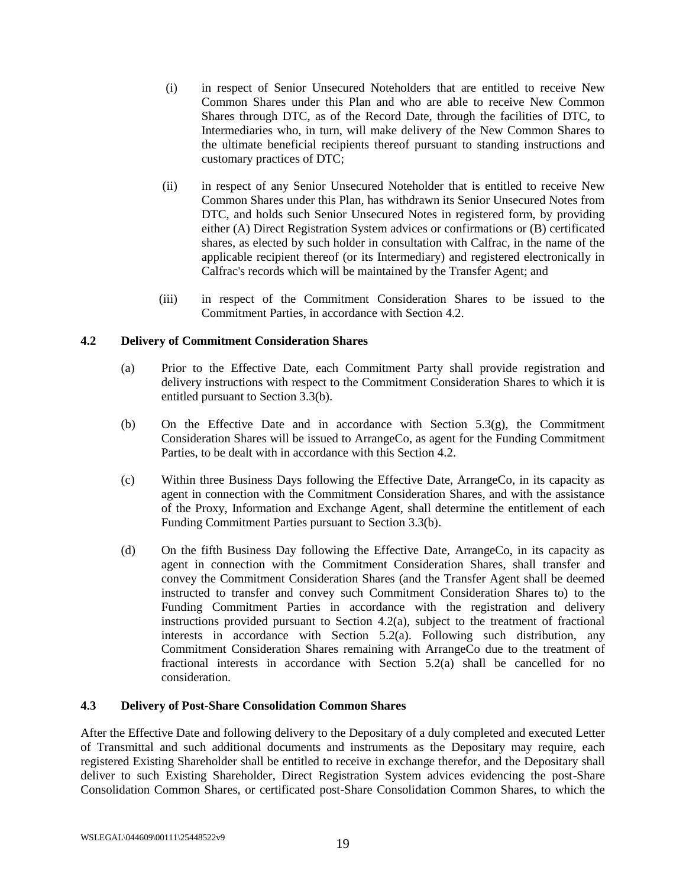(i) in respect of Senior Unsecured Noteholders that are entitled to receive New Common Shares under this Plan and who are able to receive New Common Shares through DTC, as of the Record Date, through the facilities of DTC, to Intermediaries who, in turn, will make delivery of the New Common Shares to the ultimate beneficial recipients thereof pursuant to standing instructions and customary practices of DTC;

(ii) in respect of any Senior Unsecured Noteholder that is entitled to receive New Common Shares under this Plan, has withdrawn its Senior Unsecured Notes from DTC, and holds such Senior Unsecured Notes in registered form, by providing either (A) Direct Registration System advices or confirmations or (B) certificated shares, as elected by such holder in consultation with Calfrac, in the name of the applicable recipient thereof (or its Intermediary) and registered electronically in Calfrac's records which will be maintained by the Transfer Agent; and

(iii) in respect of the Commitment Consideration Shares to be issued to the Commitment Parties, in accordance with Section 4.2.

### 4.2 Delivery of Commitment Consideration Shares

(a) Prior to the Effective Date, each Commitment Party shall provide registration and delivery instructions with respect to the Commitment Consideration Shares to which it is entitled pursuant to Section 3.3(b).

(b) On the Effective Date and in accordance with Section 5.3(g), the Commitment Consideration Shares will be issued to ArrangeCo, as agent for the Funding Commitment Parties, to be dealt with in accordance with this Section 4.2.

(c) Within three Business Days following the Effective Date, ArrangeCo, in its capacity as agent in connection with the Commitment Consideration Shares, and with the assistance of the Proxy, Information and Exchange Agent, shall determine the entitlement of each Funding Commitment Parties pursuant to Section 3.3(b).

(d) On the fifth Business Day following the Effective Date, ArrangeCo, in its capacity as agent in connection with the Commitment Consideration Shares, shall transfer and convey the Commitment Consideration Shares (and the Transfer Agent shall be deemed instructed to transfer and convey such Commitment Consideration Shares to) to the Funding Commitment Parties in accordance with the registration and delivery instructions provided pursuant to Section 4.2(a), subject to the treatment of fractional interests in accordance with Section 5.2(a). Following such distribution, any Commitment Consideration Shares remaining with ArrangeCo due to the treatment of fractional interests in accordance with Section 5.2(a) shall be cancelled for no consideration.

### 4.3 Delivery of Post-Share Consolidation Common Shares

After the Effective Date and following delivery to the Depositary of a duly completed and executed Letter of Transmittal and such additional documents and instruments as the Depositary may require, each registered Existing Shareholder shall be entitled to receive in exchange therefor, and the Depositary shall deliver to such Existing Shareholder, Direct Registration System advices evidencing the post-Share Consolidation Common Shares, or certificated post-Share Consolidation Common Shares, to which the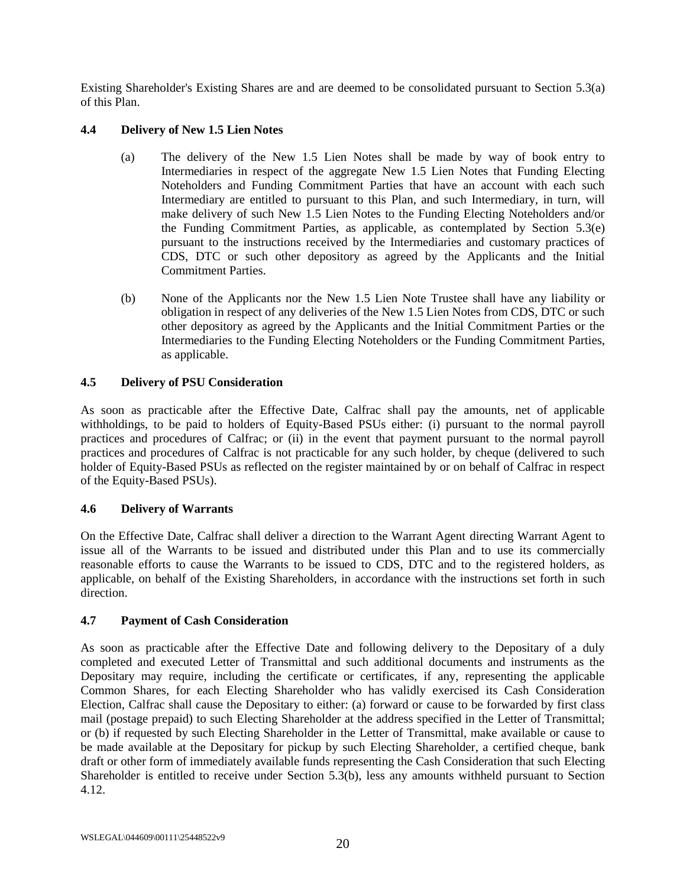Existing Shareholder's Existing Shares are and are deemed to be consolidated pursuant to Section 5.3(a) of this Plan.

### 4.4 Delivery of New 1.5 Lien Notes

(a) The delivery of the New 1.5 Lien Notes shall be made by way of book entry to Intermediaries in respect of the aggregate New 1.5 Lien Notes that Funding Electing Noteholders and Funding Commitment Parties that have an account with each such Intermediary are entitled to pursuant to this Plan, and such Intermediary, in turn, will make delivery of such New 1.5 Lien Notes to the Funding Electing Noteholders and/or the Funding Commitment Parties, as applicable, as contemplated by Section 5.3(e) pursuant to the instructions received by the Intermediaries and customary practices of CDS, DTC or such other depository as agreed by the Applicants and the Initial Commitment Parties.

(b) None of the Applicants nor the New 1.5 Lien Note Trustee shall have any liability or obligation in respect of any deliveries of the New 1.5 Lien Notes from CDS, DTC or such other depository as agreed by the Applicants and the Initial Commitment Parties or the Intermediaries to the Funding Electing Noteholders or the Funding Commitment Parties, as applicable.

### 4.5 Delivery of PSU Consideration

As soon as practicable after the Effective Date, Calfrac shall pay the amounts, net of applicable withholdings, to be paid to holders of Equity-Based PSUs either: (i) pursuant to the normal payroll practices and procedures of Calfrac; or (ii) in the event that payment pursuant to the normal payroll practices and procedures of Calfrac is not practicable for any such holder, by cheque (delivered to such holder of Equity-Based PSUs as reflected on the register maintained by or on behalf of Calfrac in respect of the Equity-Based PSUs).

### 4.6 Delivery of Warrants

On the Effective Date, Calfrac shall deliver a direction to the Warrant Agent directing Warrant Agent to issue all of the Warrants to be issued and distributed under this Plan and to use its commercially reasonable efforts to cause the Warrants to be issued to CDS, DTC and to the registered holders, as applicable, on behalf of the Existing Shareholders, in accordance with the instructions set forth in such direction.

### 4.7 Payment of Cash Consideration

As soon as practicable after the Effective Date and following delivery to the Depositary of a duly completed and executed Letter of Transmittal and such additional documents and instruments as the Depositary may require, including the certificate or certificates, if any, representing the applicable Common Shares, for each Electing Shareholder who has validly exercised its Cash Consideration Election, Calfrac shall cause the Depositary to either: (a) forward or cause to be forwarded by first class mail (postage prepaid) to such Electing Shareholder at the address specified in the Letter of Transmittal; or (b) if requested by such Electing Shareholder in the Letter of Transmittal, make available or cause to be made available at the Depositary for pickup by such Electing Shareholder, a certified cheque, bank draft or other form of immediately available funds representing the Cash Consideration that such Electing Shareholder is entitled to receive under Section 5.3(b), less any amounts withheld pursuant to Section 4.12.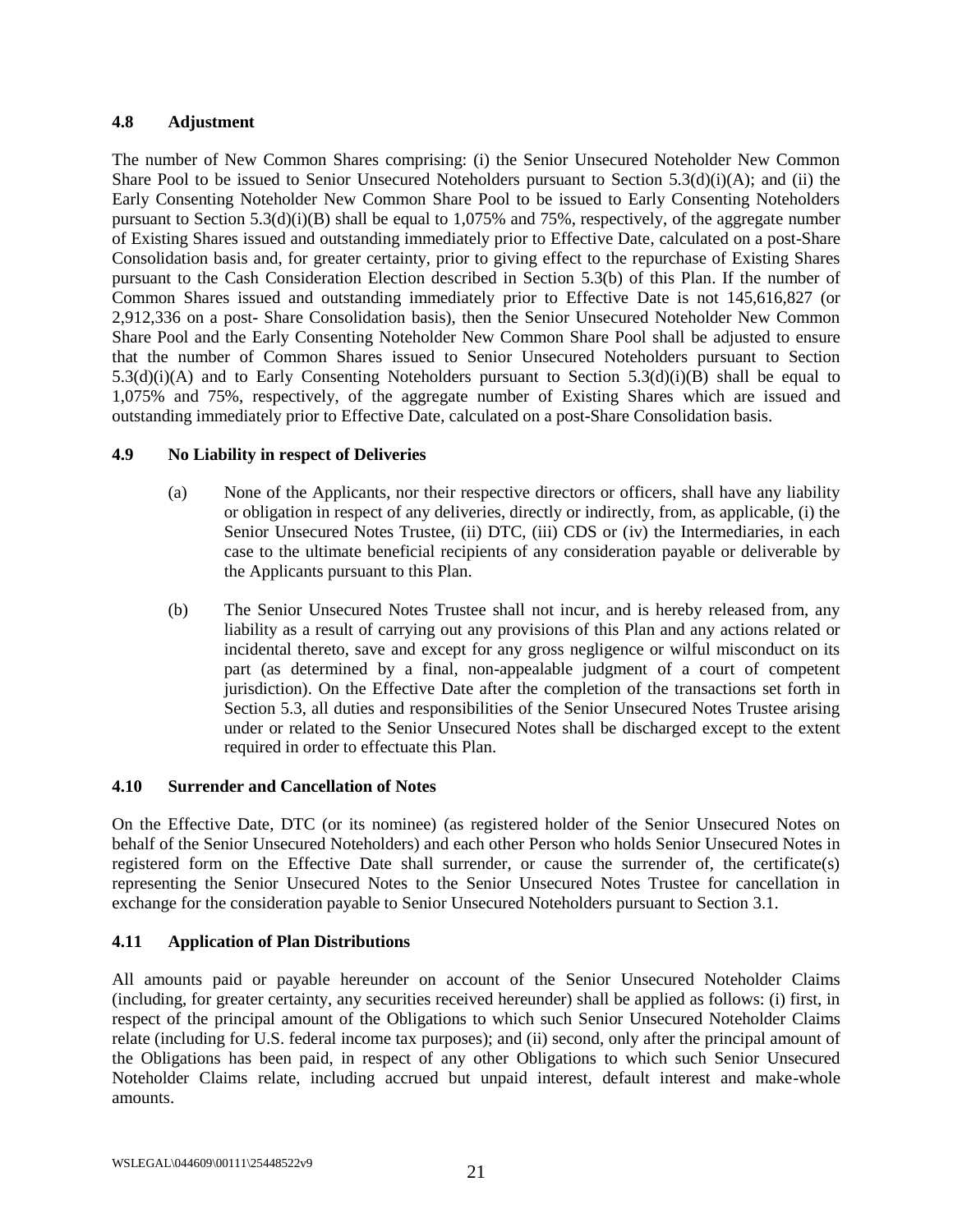### 4.8 Adjustment

The number of New Common Shares comprising: (i) the Senior Unsecured Noteholder New Common Share Pool to be issued to Senior Unsecured Noteholders pursuant to Section 5.3(d)(i)(A); and (ii) the Early Consenting Noteholder New Common Share Pool to be issued to Early Consenting Noteholders pursuant to Section 5.3(d)(i)(B) shall be equal to 1,075% and 75%, respectively, of the aggregate number of Existing Shares issued and outstanding immediately prior to Effective Date, calculated on a post-Share Consolidation basis and, for greater certainty, prior to giving effect to the repurchase of Existing Shares pursuant to the Cash Consideration Election described in Section 5.3(b) of this Plan. If the number of Common Shares issued and outstanding immediately prior to Effective Date is not 145,616,827 (or 2,912,336 on a post- Share Consolidation basis), then the Senior Unsecured Noteholder New Common Share Pool and the Early Consenting Noteholder New Common Share Pool shall be adjusted to ensure that the number of Common Shares issued to Senior Unsecured Noteholders pursuant to Section 5.3(d)(i)(A) and to Early Consenting Noteholders pursuant to Section 5.3(d)(i)(B) shall be equal to 1,075% and 75%, respectively, of the aggregate number of Existing Shares which are issued and outstanding immediately prior to Effective Date, calculated on a post-Share Consolidation basis.

### 4.9 No Liability in respect of Deliveries

(a) None of the Applicants, nor their respective directors or officers, shall have any liability or obligation in respect of any deliveries, directly or indirectly, from, as applicable, (i) the Senior Unsecured Notes Trustee, (ii) DTC, (iii) CDS or (iv) the Intermediaries, in each case to the ultimate beneficial recipients of any consideration payable or deliverable by the Applicants pursuant to this Plan.

(b) The Senior Unsecured Notes Trustee shall not incur, and is hereby released from, any liability as a result of carrying out any provisions of this Plan and any actions related or incidental thereto, save and except for any gross negligence or wilful misconduct on its part (as determined by a final, non-appealable judgment of a court of competent jurisdiction). On the Effective Date after the completion of the transactions set forth in Section 5.3, all duties and responsibilities of the Senior Unsecured Notes Trustee arising under or related to the Senior Unsecured Notes shall be discharged except to the extent required in order to effectuate this Plan.

### 4.10 Surrender and Cancellation of Notes

On the Effective Date, DTC (or its nominee) (as registered holder of the Senior Unsecured Notes on behalf of the Senior Unsecured Noteholders) and each other Person who holds Senior Unsecured Notes in registered form on the Effective Date shall surrender, or cause the surrender of, the certificate(s) representing the Senior Unsecured Notes to the Senior Unsecured Notes Trustee for cancellation in exchange for the consideration payable to Senior Unsecured Noteholders pursuant to Section 3.1.

### 4.11 Application of Plan Distributions

All amounts paid or payable hereunder on account of the Senior Unsecured Noteholder Claims (including, for greater certainty, any securities received hereunder) shall be applied as follows: (i) first, in respect of the principal amount of the Obligations to which such Senior Unsecured Noteholder Claims relate (including for U.S. federal income tax purposes); and (ii) second, only after the principal amount of the Obligations has been paid, in respect of any other Obligations to which such Senior Unsecured Noteholder Claims relate, including accrued but unpaid interest, default interest and make-whole amounts.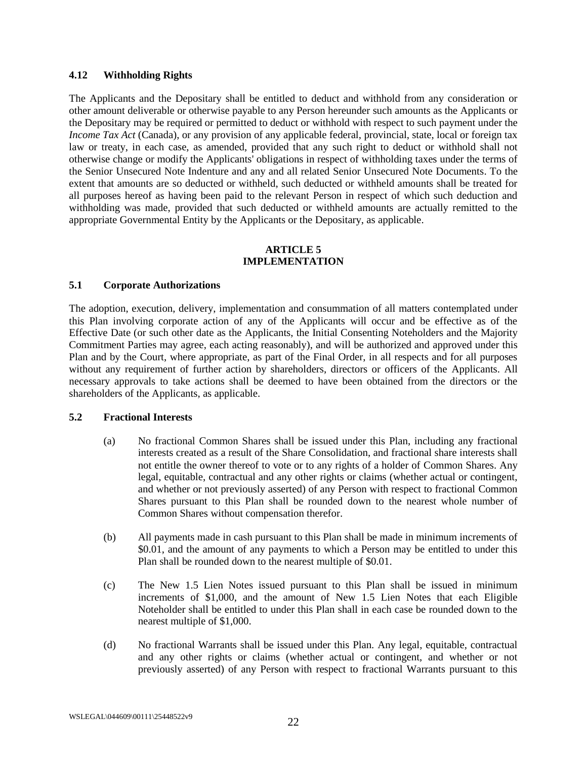### 4.12 Withholding Rights

The Applicants and the Depositary shall be entitled to deduct and withhold from any consideration or other amount deliverable or otherwise payable to any Person hereunder such amounts as the Applicants or the Depositary may be required or permitted to deduct or withhold with respect to such payment under the *Income Tax Act* (Canada), or any provision of any applicable federal, provincial, state, local or foreign tax law or treaty, in each case, as amended, provided that any such right to deduct or withhold shall not otherwise change or modify the Applicants' obligations in respect of withholding taxes under the terms of the Senior Unsecured Note Indenture and any and all related Senior Unsecured Note Documents. To the extent that amounts are so deducted or withheld, such deducted or withheld amounts shall be treated for all purposes hereof as having been paid to the relevant Person in respect of which such deduction and withholding was made, provided that such deducted or withheld amounts are actually remitted to the appropriate Governmental Entity by the Applicants or the Depositary, as applicable.

## ARTICLE 5
## IMPLEMENTATION

### 5.1 Corporate Authorizations

The adoption, execution, delivery, implementation and consummation of all matters contemplated under this Plan involving corporate action of any of the Applicants will occur and be effective as of the Effective Date (or such other date as the Applicants, the Initial Consenting Noteholders and the Majority Commitment Parties may agree, each acting reasonably), and will be authorized and approved under this Plan and by the Court, where appropriate, as part of the Final Order, in all respects and for all purposes without any requirement of further action by shareholders, directors or officers of the Applicants. All necessary approvals to take actions shall be deemed to have been obtained from the directors or the shareholders of the Applicants, as applicable.

### 5.2 Fractional Interests

(a) No fractional Common Shares shall be issued under this Plan, including any fractional interests created as a result of the Share Consolidation, and fractional share interests shall not entitle the owner thereof to vote or to any rights of a holder of Common Shares. Any legal, equitable, contractual and any other rights or claims (whether actual or contingent, and whether or not previously asserted) of any Person with respect to fractional Common Shares pursuant to this Plan shall be rounded down to the nearest whole number of Common Shares without compensation therefor.

(b) All payments made in cash pursuant to this Plan shall be made in minimum increments of $0.01, and the amount of any payments to which a Person may be entitled to under this Plan shall be rounded down to the nearest multiple of $0.01.

(c) The New 1.5 Lien Notes issued pursuant to this Plan shall be issued in minimum increments of $1,000, and the amount of New 1.5 Lien Notes that each Eligible Noteholder shall be entitled to under this Plan shall in each case be rounded down to the nearest multiple of $1,000.

(d) No fractional Warrants shall be issued under this Plan. Any legal, equitable, contractual and any other rights or claims (whether actual or contingent, and whether or not previously asserted) of any Person with respect to fractional Warrants pursuant to this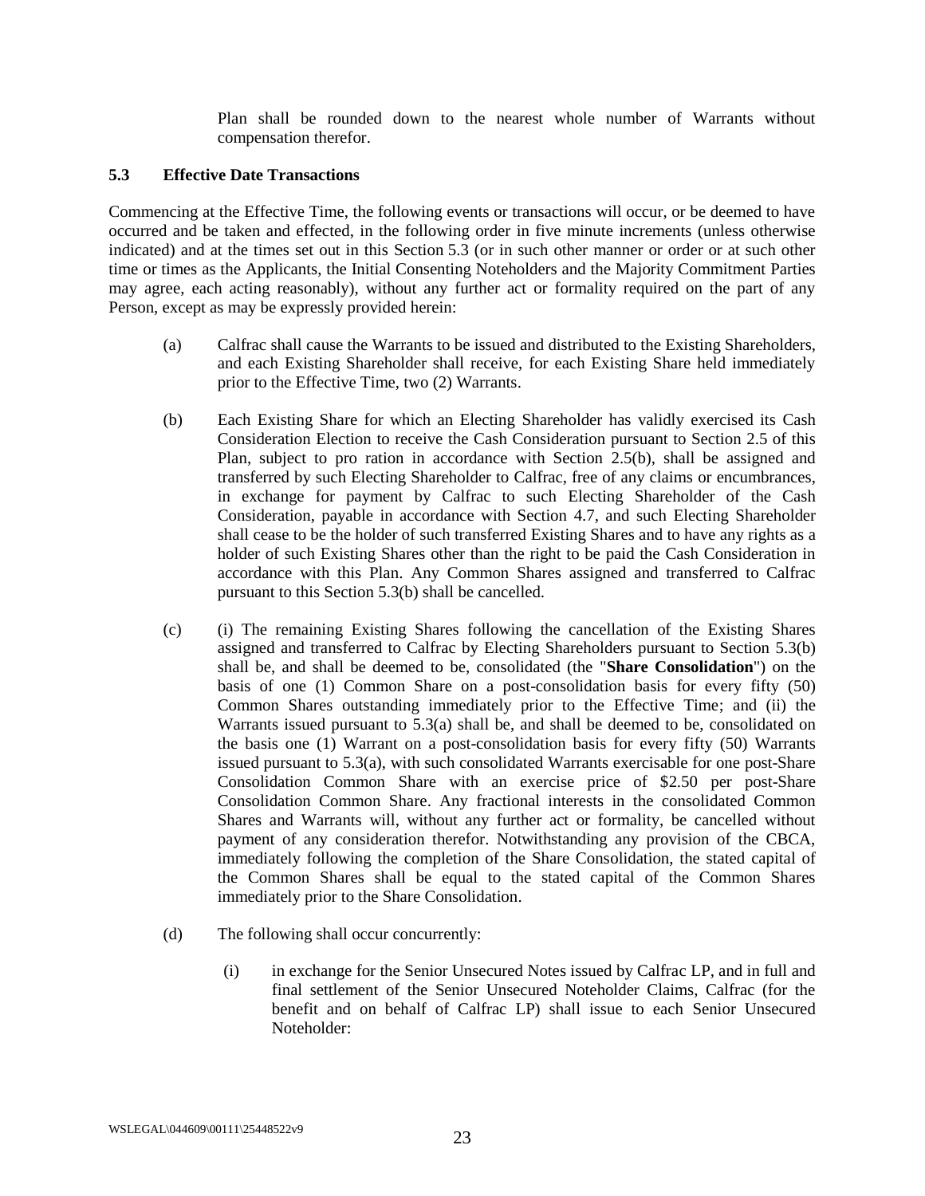Plan shall be rounded down to the nearest whole number of Warrants without compensation therefor.

### 5.3 Effective Date Transactions

Commencing at the Effective Time, the following events or transactions will occur, or be deemed to have occurred and be taken and effected, in the following order in five minute increments (unless otherwise indicated) and at the times set out in this Section 5.3 (or in such other manner or order or at such other time or times as the Applicants, the Initial Consenting Noteholders and the Majority Commitment Parties may agree, each acting reasonably), without any further act or formality required on the part of any Person, except as may be expressly provided herein:

(a) Calfrac shall cause the Warrants to be issued and distributed to the Existing Shareholders, and each Existing Shareholder shall receive, for each Existing Share held immediately prior to the Effective Time, two (2) Warrants.

(b) Each Existing Share for which an Electing Shareholder has validly exercised its Cash Consideration Election to receive the Cash Consideration pursuant to Section 2.5 of this Plan, subject to pro ration in accordance with Section 2.5(b), shall be assigned and transferred by such Electing Shareholder to Calfrac, free of any claims or encumbrances, in exchange for payment by Calfrac to such Electing Shareholder of the Cash Consideration, payable in accordance with Section 4.7, and such Electing Shareholder shall cease to be the holder of such transferred Existing Shares and to have any rights as a holder of such Existing Shares other than the right to be paid the Cash Consideration in accordance with this Plan. Any Common Shares assigned and transferred to Calfrac pursuant to this Section 5.3(b) shall be cancelled.

(c) (i) The remaining Existing Shares following the cancellation of the Existing Shares assigned and transferred to Calfrac by Electing Shareholders pursuant to Section 5.3(b) shall be, and shall be deemed to be, consolidated (the "**Share Consolidation**") on the basis of one (1) Common Share on a post-consolidation basis for every fifty (50) Common Shares outstanding immediately prior to the Effective Time; and (ii) the Warrants issued pursuant to 5.3(a) shall be, and shall be deemed to be, consolidated on the basis one (1) Warrant on a post-consolidation basis for every fifty (50) Warrants issued pursuant to 5.3(a), with such consolidated Warrants exercisable for one post-Share Consolidation Common Share with an exercise price of $2.50 per post-Share Consolidation Common Share. Any fractional interests in the consolidated Common Shares and Warrants will, without any further act or formality, be cancelled without payment of any consideration therefor. Notwithstanding any provision of the CBCA, immediately following the completion of the Share Consolidation, the stated capital of the Common Shares shall be equal to the stated capital of the Common Shares immediately prior to the Share Consolidation.

(d) The following shall occur concurrently:

(i) in exchange for the Senior Unsecured Notes issued by Calfrac LP, and in full and final settlement of the Senior Unsecured Noteholder Claims, Calfrac (for the benefit and on behalf of Calfrac LP) shall issue to each Senior Unsecured Noteholder: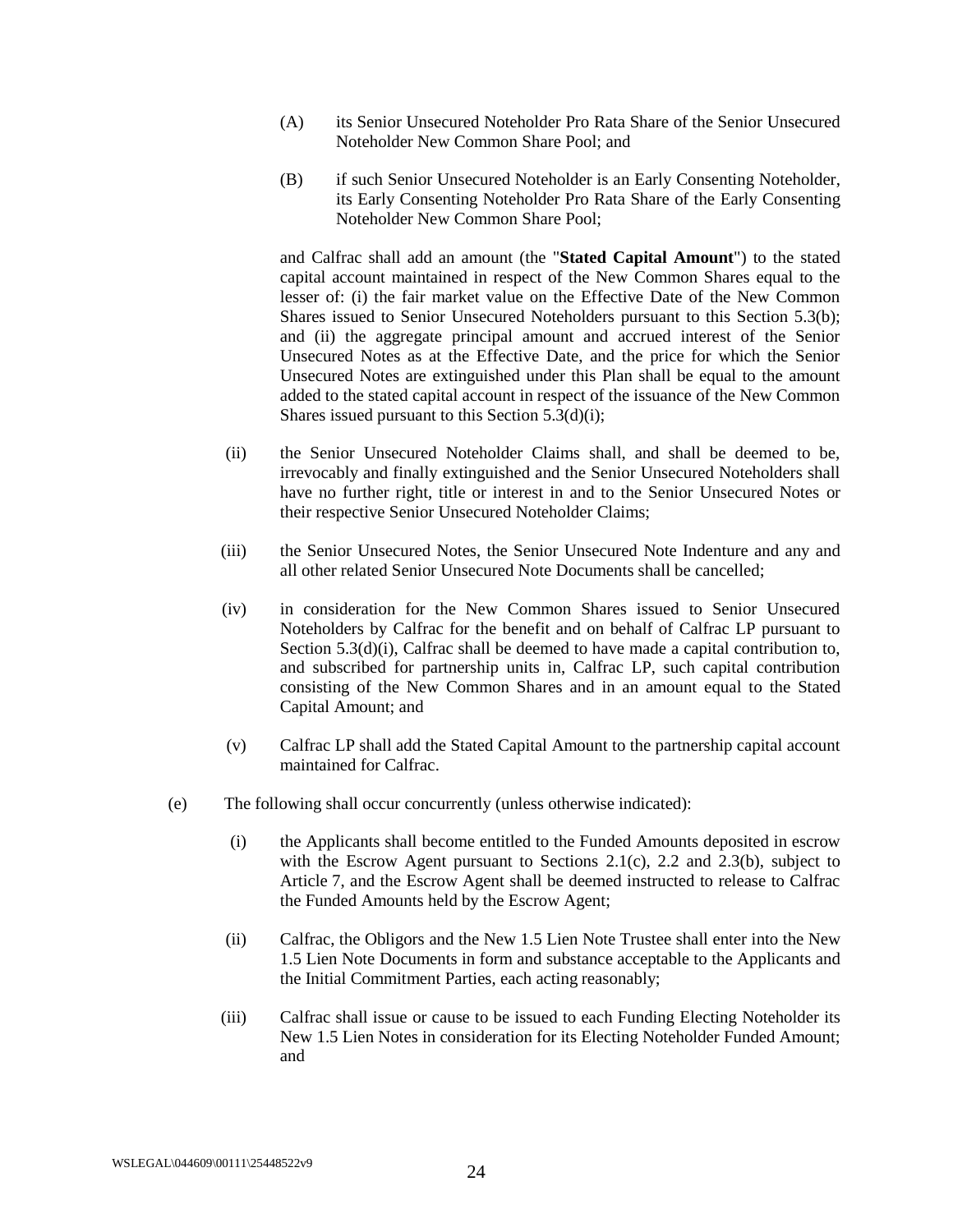(A) its Senior Unsecured Noteholder Pro Rata Share of the Senior Unsecured Noteholder New Common Share Pool; and

(B) if such Senior Unsecured Noteholder is an Early Consenting Noteholder, its Early Consenting Noteholder Pro Rata Share of the Early Consenting Noteholder New Common Share Pool;

and Calfrac shall add an amount (the "**Stated Capital Amount**") to the stated capital account maintained in respect of the New Common Shares equal to the lesser of: (i) the fair market value on the Effective Date of the New Common Shares issued to Senior Unsecured Noteholders pursuant to this Section 5.3(b); and (ii) the aggregate principal amount and accrued interest of the Senior Unsecured Notes as at the Effective Date, and the price for which the Senior Unsecured Notes are extinguished under this Plan shall be equal to the amount added to the stated capital account in respect of the issuance of the New Common Shares issued pursuant to this Section 5.3(d)(i);

(ii) the Senior Unsecured Noteholder Claims shall, and shall be deemed to be, irrevocably and finally extinguished and the Senior Unsecured Noteholders shall have no further right, title or interest in and to the Senior Unsecured Notes or their respective Senior Unsecured Noteholder Claims;

(iii) the Senior Unsecured Notes, the Senior Unsecured Note Indenture and any and all other related Senior Unsecured Note Documents shall be cancelled;

(iv) in consideration for the New Common Shares issued to Senior Unsecured Noteholders by Calfrac for the benefit and on behalf of Calfrac LP pursuant to Section 5.3(d)(i), Calfrac shall be deemed to have made a capital contribution to, and subscribed for partnership units in, Calfrac LP, such capital contribution consisting of the New Common Shares and in an amount equal to the Stated Capital Amount; and

(v) Calfrac LP shall add the Stated Capital Amount to the partnership capital account maintained for Calfrac.

(e) The following shall occur concurrently (unless otherwise indicated):

(i) the Applicants shall become entitled to the Funded Amounts deposited in escrow with the Escrow Agent pursuant to Sections 2.1(c), 2.2 and 2.3(b), subject to Article 7, and the Escrow Agent shall be deemed instructed to release to Calfrac the Funded Amounts held by the Escrow Agent;

(ii) Calfrac, the Obligors and the New 1.5 Lien Note Trustee shall enter into the New 1.5 Lien Note Documents in form and substance acceptable to the Applicants and the Initial Commitment Parties, each acting reasonably;

(iii) Calfrac shall issue or cause to be issued to each Funding Electing Noteholder its New 1.5 Lien Notes in consideration for its Electing Noteholder Funded Amount; and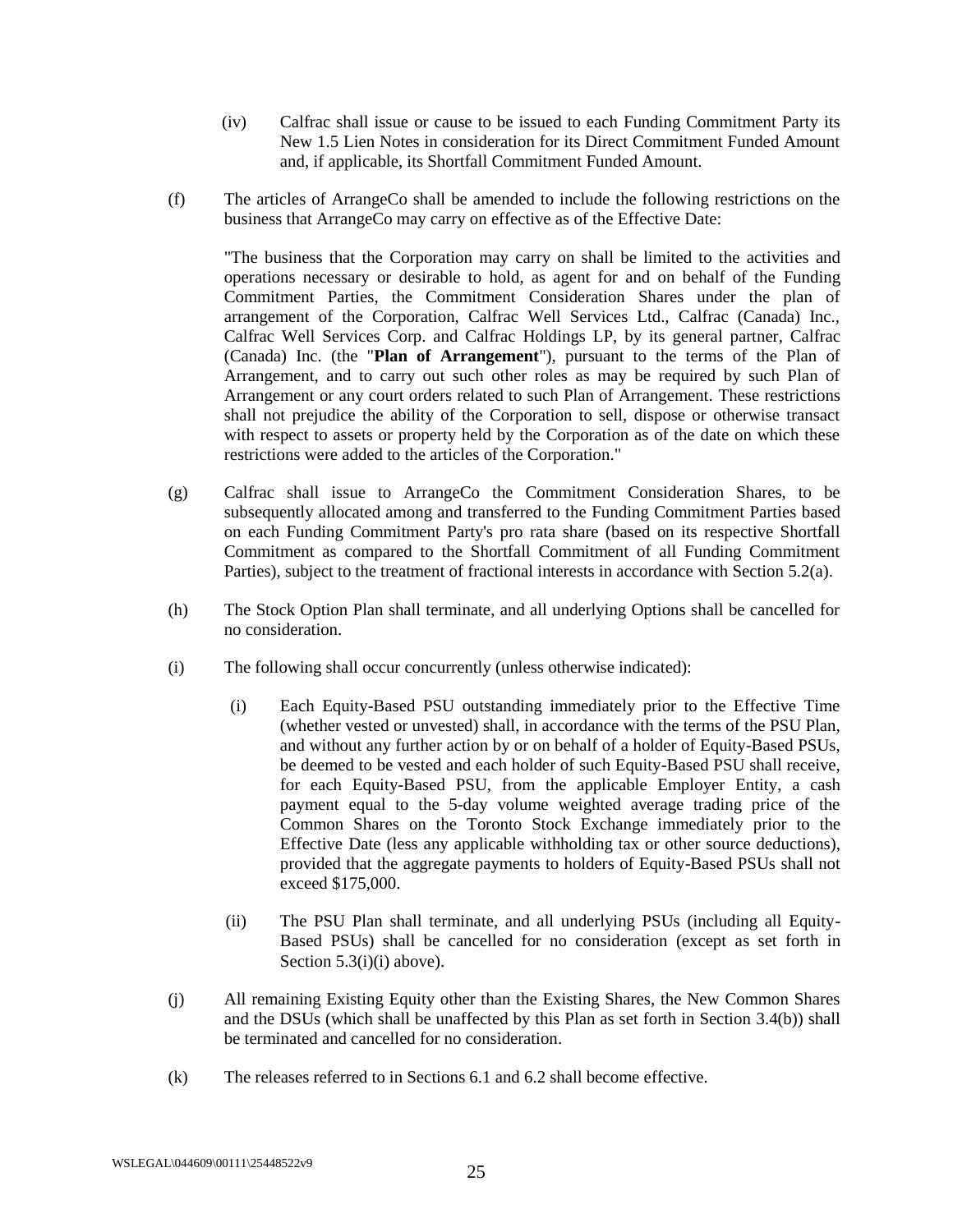(iv) Calfrac shall issue or cause to be issued to each Funding Commitment Party its New 1.5 Lien Notes in consideration for its Direct Commitment Funded Amount and, if applicable, its Shortfall Commitment Funded Amount.

(f) The articles of ArrangeCo shall be amended to include the following restrictions on the business that ArrangeCo may carry on effective as of the Effective Date:

"The business that the Corporation may carry on shall be limited to the activities and operations necessary or desirable to hold, as agent for and on behalf of the Funding Commitment Parties, the Commitment Consideration Shares under the plan of arrangement of the Corporation, Calfrac Well Services Ltd., Calfrac (Canada) Inc., Calfrac Well Services Corp. and Calfrac Holdings LP, by its general partner, Calfrac (Canada) Inc. (the "**Plan of Arrangement**"), pursuant to the terms of the Plan of Arrangement, and to carry out such other roles as may be required by such Plan of Arrangement or any court orders related to such Plan of Arrangement. These restrictions shall not prejudice the ability of the Corporation to sell, dispose or otherwise transact with respect to assets or property held by the Corporation as of the date on which these restrictions were added to the articles of the Corporation."

(g) Calfrac shall issue to ArrangeCo the Commitment Consideration Shares, to be subsequently allocated among and transferred to the Funding Commitment Parties based on each Funding Commitment Party's pro rata share (based on its respective Shortfall Commitment as compared to the Shortfall Commitment of all Funding Commitment Parties), subject to the treatment of fractional interests in accordance with Section 5.2(a).

(h) The Stock Option Plan shall terminate, and all underlying Options shall be cancelled for no consideration.

(i) The following shall occur concurrently (unless otherwise indicated):

(i) Each Equity-Based PSU outstanding immediately prior to the Effective Time (whether vested or unvested) shall, in accordance with the terms of the PSU Plan, and without any further action by or on behalf of a holder of Equity-Based PSUs, be deemed to be vested and each holder of such Equity-Based PSU shall receive, for each Equity-Based PSU, from the applicable Employer Entity, a cash payment equal to the 5-day volume weighted average trading price of the Common Shares on the Toronto Stock Exchange immediately prior to the Effective Date (less any applicable withholding tax or other source deductions), provided that the aggregate payments to holders of Equity-Based PSUs shall not exceed $175,000.

(ii) The PSU Plan shall terminate, and all underlying PSUs (including all Equity-Based PSUs) shall be cancelled for no consideration (except as set forth in Section 5.3(i)(i) above).

(j) All remaining Existing Equity other than the Existing Shares, the New Common Shares and the DSUs (which shall be unaffected by this Plan as set forth in Section 3.4(b)) shall be terminated and cancelled for no consideration.

(k) The releases referred to in Sections 6.1 and 6.2 shall become effective.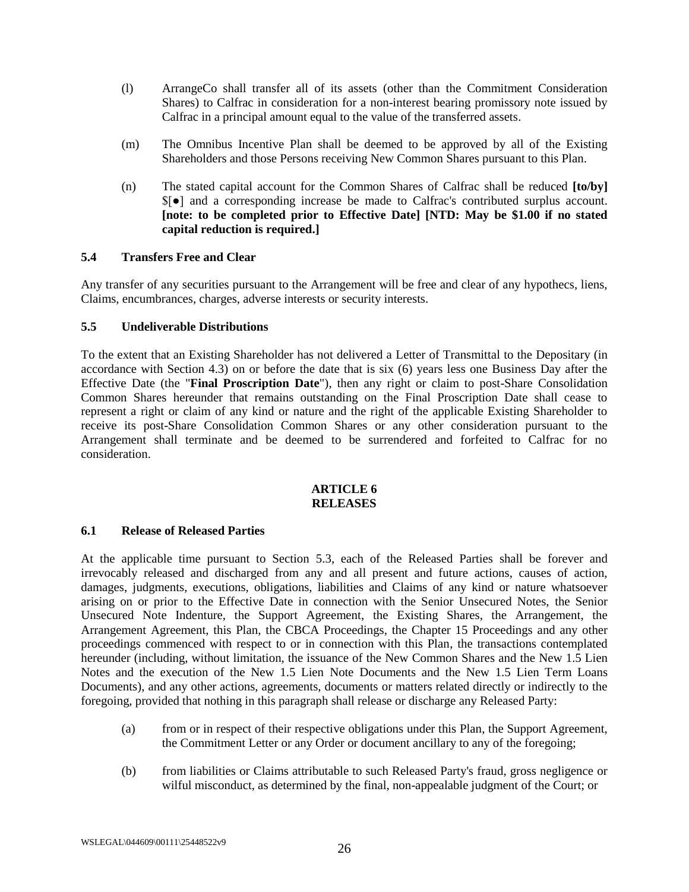(l) ArrangeCo shall transfer all of its assets (other than the Commitment Consideration Shares) to Calfrac in consideration for a non-interest bearing promissory note issued by Calfrac in a principal amount equal to the value of the transferred assets.

(m) The Omnibus Incentive Plan shall be deemed to be approved by all of the Existing Shareholders and those Persons receiving New Common Shares pursuant to this Plan.

(n) The stated capital account for the Common Shares of Calfrac shall be reduced **[to/by]** $[●] and a corresponding increase be made to Calfrac's contributed surplus account. **[note: to be completed prior to Effective Date] [NTD: May be $1.00 if no stated capital reduction is required.]**

### 5.4 Transfers Free and Clear

Any transfer of any securities pursuant to the Arrangement will be free and clear of any hypothecs, liens, Claims, encumbrances, charges, adverse interests or security interests.

### 5.5 Undeliverable Distributions

To the extent that an Existing Shareholder has not delivered a Letter of Transmittal to the Depositary (in accordance with Section 4.3) on or before the date that is six (6) years less one Business Day after the Effective Date (the "**Final Proscription Date**"), then any right or claim to post-Share Consolidation Common Shares hereunder that remains outstanding on the Final Proscription Date shall cease to represent a right or claim of any kind or nature and the right of the applicable Existing Shareholder to receive its post-Share Consolidation Common Shares or any other consideration pursuant to the Arrangement shall terminate and be deemed to be surrendered and forfeited to Calfrac for no consideration.

## ARTICLE 6
## RELEASES

### 6.1 Release of Released Parties

At the applicable time pursuant to Section 5.3, each of the Released Parties shall be forever and irrevocably released and discharged from any and all present and future actions, causes of action, damages, judgments, executions, obligations, liabilities and Claims of any kind or nature whatsoever arising on or prior to the Effective Date in connection with the Senior Unsecured Notes, the Senior Unsecured Note Indenture, the Support Agreement, the Existing Shares, the Arrangement, the Arrangement Agreement, this Plan, the CBCA Proceedings, the Chapter 15 Proceedings and any other proceedings commenced with respect to or in connection with this Plan, the transactions contemplated hereunder (including, without limitation, the issuance of the New Common Shares and the New 1.5 Lien Notes and the execution of the New 1.5 Lien Note Documents and the New 1.5 Lien Term Loans Documents), and any other actions, agreements, documents or matters related directly or indirectly to the foregoing, provided that nothing in this paragraph shall release or discharge any Released Party:

(a) from or in respect of their respective obligations under this Plan, the Support Agreement, the Commitment Letter or any Order or document ancillary to any of the foregoing;

(b) from liabilities or Claims attributable to such Released Party's fraud, gross negligence or wilful misconduct, as determined by the final, non-appealable judgment of the Court; or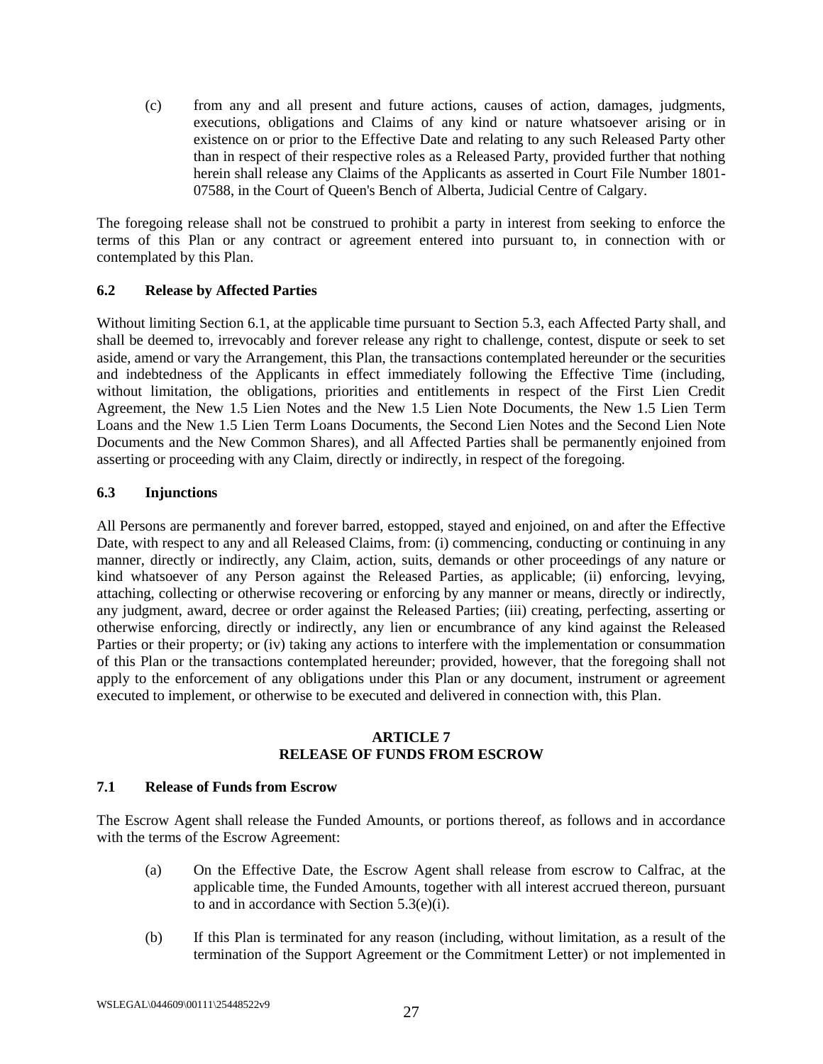(c) from any and all present and future actions, causes of action, damages, judgments, executions, obligations and Claims of any kind or nature whatsoever arising or in existence on or prior to the Effective Date and relating to any such Released Party other than in respect of their respective roles as a Released Party, provided further that nothing herein shall release any Claims of the Applicants as asserted in Court File Number 1801-07588, in the Court of Queen's Bench of Alberta, Judicial Centre of Calgary.

The foregoing release shall not be construed to prohibit a party in interest from seeking to enforce the terms of this Plan or any contract or agreement entered into pursuant to, in connection with or contemplated by this Plan.

### 6.2 Release by Affected Parties

Without limiting Section 6.1, at the applicable time pursuant to Section 5.3, each Affected Party shall, and shall be deemed to, irrevocably and forever release any right to challenge, contest, dispute or seek to set aside, amend or vary the Arrangement, this Plan, the transactions contemplated hereunder or the securities and indebtedness of the Applicants in effect immediately following the Effective Time (including, without limitation, the obligations, priorities and entitlements in respect of the First Lien Credit Agreement, the New 1.5 Lien Notes and the New 1.5 Lien Note Documents, the New 1.5 Lien Term Loans and the New 1.5 Lien Term Loans Documents, the Second Lien Notes and the Second Lien Note Documents and the New Common Shares), and all Affected Parties shall be permanently enjoined from asserting or proceeding with any Claim, directly or indirectly, in respect of the foregoing.

### 6.3 Injunctions

All Persons are permanently and forever barred, estopped, stayed and enjoined, on and after the Effective Date, with respect to any and all Released Claims, from: (i) commencing, conducting or continuing in any manner, directly or indirectly, any Claim, action, suits, demands or other proceedings of any nature or kind whatsoever of any Person against the Released Parties, as applicable; (ii) enforcing, levying, attaching, collecting or otherwise recovering or enforcing by any manner or means, directly or indirectly, any judgment, award, decree or order against the Released Parties; (iii) creating, perfecting, asserting or otherwise enforcing, directly or indirectly, any lien or encumbrance of any kind against the Released Parties or their property; or (iv) taking any actions to interfere with the implementation or consummation of this Plan or the transactions contemplated hereunder; provided, however, that the foregoing shall not apply to the enforcement of any obligations under this Plan or any document, instrument or agreement executed to implement, or otherwise to be executed and delivered in connection with, this Plan.

## ARTICLE 7
## RELEASE OF FUNDS FROM ESCROW

### 7.1 Release of Funds from Escrow

The Escrow Agent shall release the Funded Amounts, or portions thereof, as follows and in accordance with the terms of the Escrow Agreement:

(a) On the Effective Date, the Escrow Agent shall release from escrow to Calfrac, at the applicable time, the Funded Amounts, together with all interest accrued thereon, pursuant to and in accordance with Section 5.3(e)(i).

(b) If this Plan is terminated for any reason (including, without limitation, as a result of the termination of the Support Agreement or the Commitment Letter) or not implemented in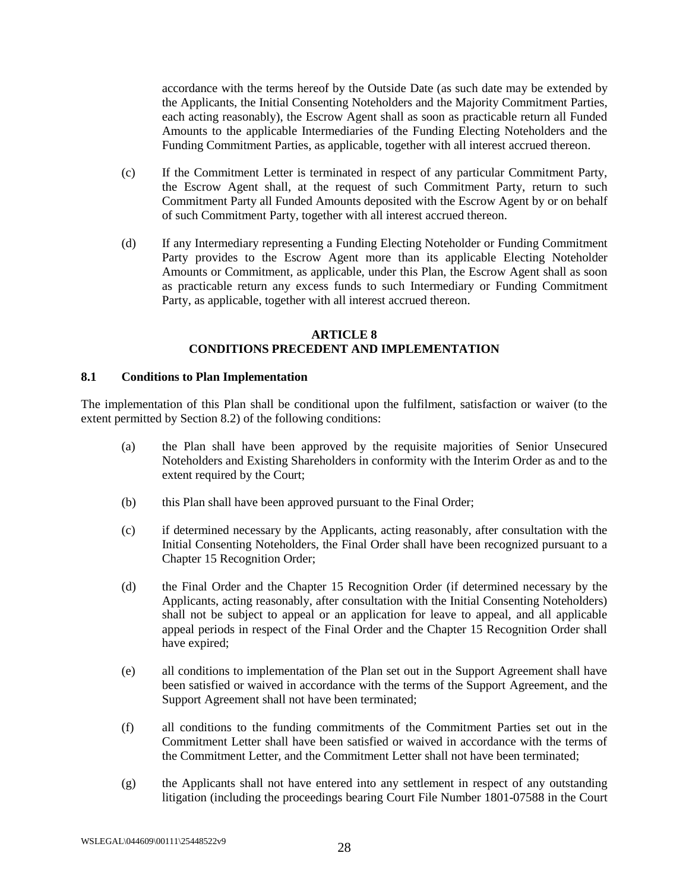accordance with the terms hereof by the Outside Date (as such date may be extended by the Applicants, the Initial Consenting Noteholders and the Majority Commitment Parties, each acting reasonably), the Escrow Agent shall as soon as practicable return all Funded Amounts to the applicable Intermediaries of the Funding Electing Noteholders and the Funding Commitment Parties, as applicable, together with all interest accrued thereon.

(c) If the Commitment Letter is terminated in respect of any particular Commitment Party, the Escrow Agent shall, at the request of such Commitment Party, return to such Commitment Party all Funded Amounts deposited with the Escrow Agent by or on behalf of such Commitment Party, together with all interest accrued thereon.

(d) If any Intermediary representing a Funding Electing Noteholder or Funding Commitment Party provides to the Escrow Agent more than its applicable Electing Noteholder Amounts or Commitment, as applicable, under this Plan, the Escrow Agent shall as soon as practicable return any excess funds to such Intermediary or Funding Commitment Party, as applicable, together with all interest accrued thereon.

## ARTICLE 8
## CONDITIONS PRECEDENT AND IMPLEMENTATION

### 8.1 Conditions to Plan Implementation

The implementation of this Plan shall be conditional upon the fulfilment, satisfaction or waiver (to the extent permitted by Section 8.2) of the following conditions:

(a) the Plan shall have been approved by the requisite majorities of Senior Unsecured Noteholders and Existing Shareholders in conformity with the Interim Order as and to the extent required by the Court;

(b) this Plan shall have been approved pursuant to the Final Order;

(c) if determined necessary by the Applicants, acting reasonably, after consultation with the Initial Consenting Noteholders, the Final Order shall have been recognized pursuant to a Chapter 15 Recognition Order;

(d) the Final Order and the Chapter 15 Recognition Order (if determined necessary by the Applicants, acting reasonably, after consultation with the Initial Consenting Noteholders) shall not be subject to appeal or an application for leave to appeal, and all applicable appeal periods in respect of the Final Order and the Chapter 15 Recognition Order shall have expired;

(e) all conditions to implementation of the Plan set out in the Support Agreement shall have been satisfied or waived in accordance with the terms of the Support Agreement, and the Support Agreement shall not have been terminated;

(f) all conditions to the funding commitments of the Commitment Parties set out in the Commitment Letter shall have been satisfied or waived in accordance with the terms of the Commitment Letter, and the Commitment Letter shall not have been terminated;

(g) the Applicants shall not have entered into any settlement in respect of any outstanding litigation (including the proceedings bearing Court File Number 1801-07588 in the Court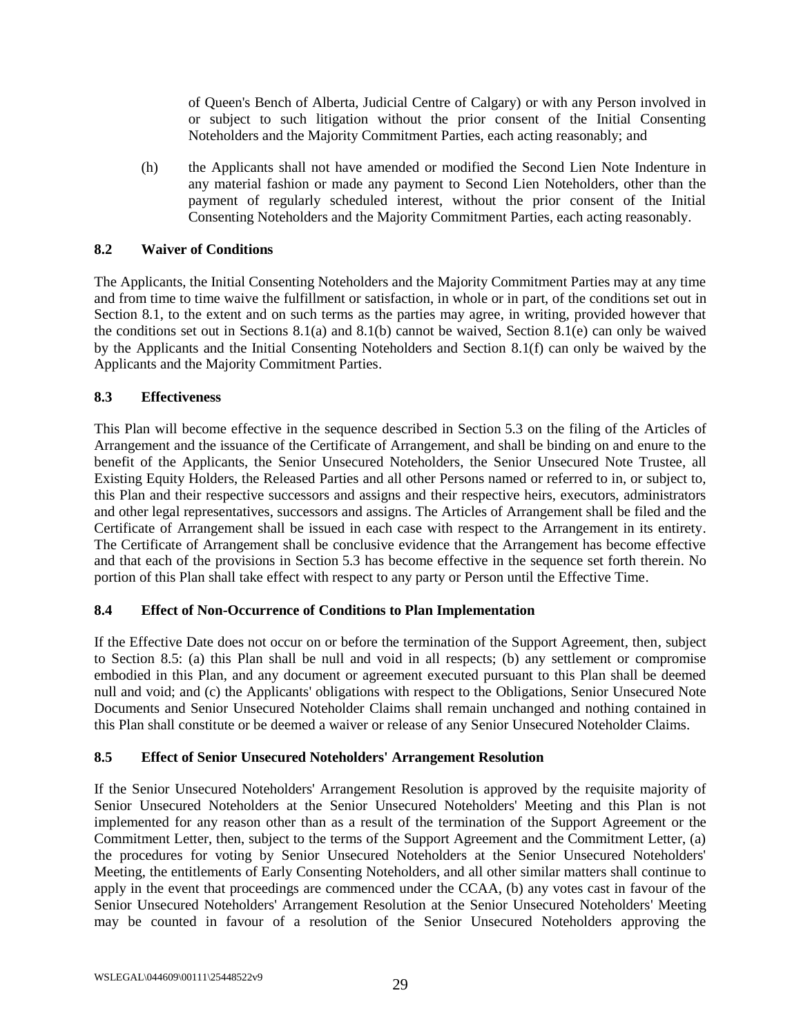of Queen's Bench of Alberta, Judicial Centre of Calgary) or with any Person involved in or subject to such litigation without the prior consent of the Initial Consenting Noteholders and the Majority Commitment Parties, each acting reasonably; and

(h) the Applicants shall not have amended or modified the Second Lien Note Indenture in any material fashion or made any payment to Second Lien Noteholders, other than the payment of regularly scheduled interest, without the prior consent of the Initial Consenting Noteholders and the Majority Commitment Parties, each acting reasonably.

### 8.2 Waiver of Conditions

The Applicants, the Initial Consenting Noteholders and the Majority Commitment Parties may at any time and from time to time waive the fulfillment or satisfaction, in whole or in part, of the conditions set out in Section 8.1, to the extent and on such terms as the parties may agree, in writing, provided however that the conditions set out in Sections 8.1(a) and 8.1(b) cannot be waived, Section 8.1(e) can only be waived by the Applicants and the Initial Consenting Noteholders and Section 8.1(f) can only be waived by the Applicants and the Majority Commitment Parties.

### 8.3 Effectiveness

This Plan will become effective in the sequence described in Section 5.3 on the filing of the Articles of Arrangement and the issuance of the Certificate of Arrangement, and shall be binding on and enure to the benefit of the Applicants, the Senior Unsecured Noteholders, the Senior Unsecured Note Trustee, all Existing Equity Holders, the Released Parties and all other Persons named or referred to in, or subject to, this Plan and their respective successors and assigns and their respective heirs, executors, administrators and other legal representatives, successors and assigns. The Articles of Arrangement shall be filed and the Certificate of Arrangement shall be issued in each case with respect to the Arrangement in its entirety. The Certificate of Arrangement shall be conclusive evidence that the Arrangement has become effective and that each of the provisions in Section 5.3 has become effective in the sequence set forth therein. No portion of this Plan shall take effect with respect to any party or Person until the Effective Time.

### 8.4 Effect of Non-Occurrence of Conditions to Plan Implementation

If the Effective Date does not occur on or before the termination of the Support Agreement, then, subject to Section 8.5: (a) this Plan shall be null and void in all respects; (b) any settlement or compromise embodied in this Plan, and any document or agreement executed pursuant to this Plan shall be deemed null and void; and (c) the Applicants' obligations with respect to the Obligations, Senior Unsecured Note Documents and Senior Unsecured Noteholder Claims shall remain unchanged and nothing contained in this Plan shall constitute or be deemed a waiver or release of any Senior Unsecured Noteholder Claims.

### 8.5 Effect of Senior Unsecured Noteholders' Arrangement Resolution

If the Senior Unsecured Noteholders' Arrangement Resolution is approved by the requisite majority of Senior Unsecured Noteholders at the Senior Unsecured Noteholders' Meeting and this Plan is not implemented for any reason other than as a result of the termination of the Support Agreement or the Commitment Letter, then, subject to the terms of the Support Agreement and the Commitment Letter, (a) the procedures for voting by Senior Unsecured Noteholders at the Senior Unsecured Noteholders' Meeting, the entitlements of Early Consenting Noteholders, and all other similar matters shall continue to apply in the event that proceedings are commenced under the CCAA, (b) any votes cast in favour of the Senior Unsecured Noteholders' Arrangement Resolution at the Senior Unsecured Noteholders' Meeting may be counted in favour of a resolution of the Senior Unsecured Noteholders approving the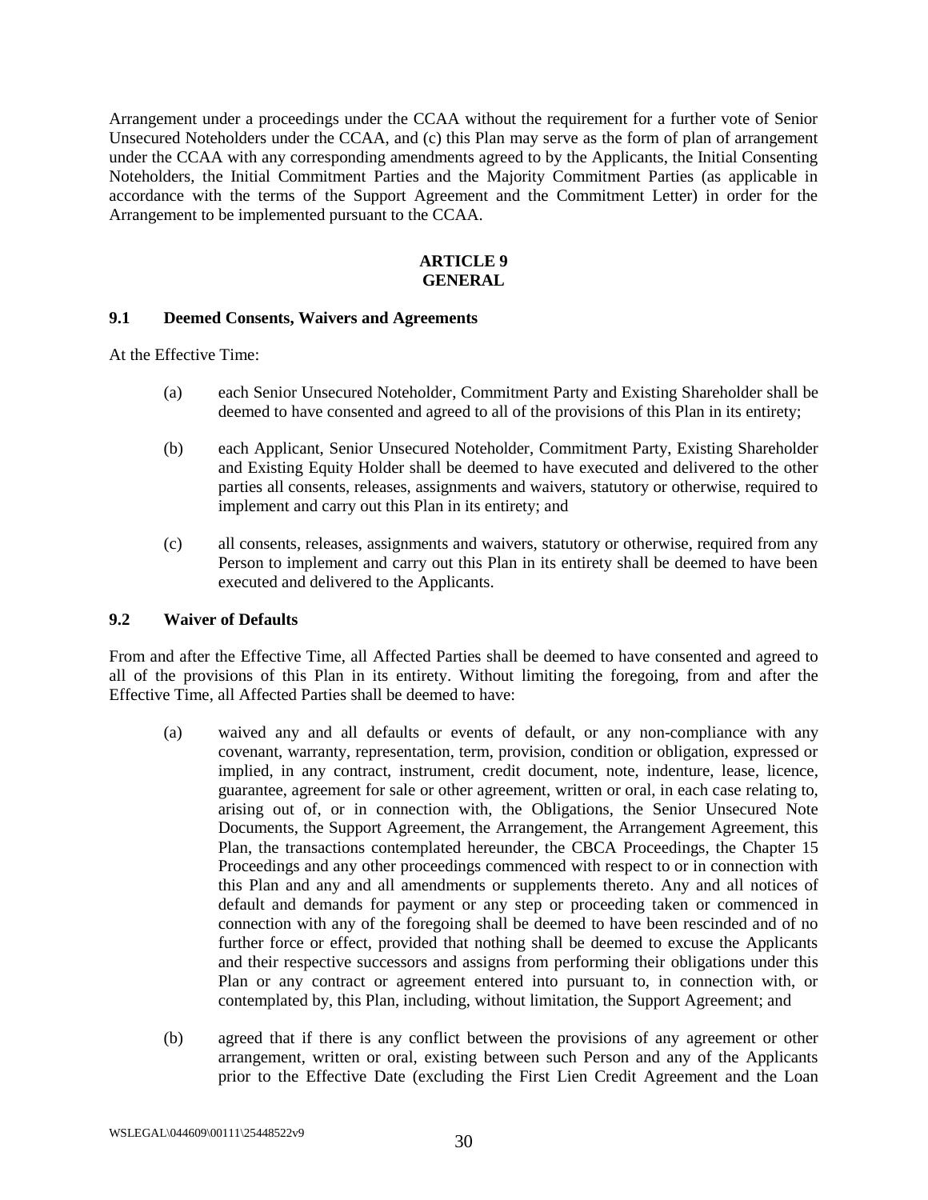Arrangement under a proceedings under the CCAA without the requirement for a further vote of Senior Unsecured Noteholders under the CCAA, and (c) this Plan may serve as the form of plan of arrangement under the CCAA with any corresponding amendments agreed to by the Applicants, the Initial Consenting Noteholders, the Initial Commitment Parties and the Majority Commitment Parties (as applicable in accordance with the terms of the Support Agreement and the Commitment Letter) in order for the Arrangement to be implemented pursuant to the CCAA.

## ARTICLE 9
## GENERAL

### 9.1 Deemed Consents, Waivers and Agreements

At the Effective Time:

(a) each Senior Unsecured Noteholder, Commitment Party and Existing Shareholder shall be deemed to have consented and agreed to all of the provisions of this Plan in its entirety;

(b) each Applicant, Senior Unsecured Noteholder, Commitment Party, Existing Shareholder and Existing Equity Holder shall be deemed to have executed and delivered to the other parties all consents, releases, assignments and waivers, statutory or otherwise, required to implement and carry out this Plan in its entirety; and

(c) all consents, releases, assignments and waivers, statutory or otherwise, required from any Person to implement and carry out this Plan in its entirety shall be deemed to have been executed and delivered to the Applicants.

### 9.2 Waiver of Defaults

From and after the Effective Time, all Affected Parties shall be deemed to have consented and agreed to all of the provisions of this Plan in its entirety. Without limiting the foregoing, from and after the Effective Time, all Affected Parties shall be deemed to have:

(a) waived any and all defaults or events of default, or any non-compliance with any covenant, warranty, representation, term, provision, condition or obligation, expressed or implied, in any contract, instrument, credit document, note, indenture, lease, licence, guarantee, agreement for sale or other agreement, written or oral, in each case relating to, arising out of, or in connection with, the Obligations, the Senior Unsecured Note Documents, the Support Agreement, the Arrangement, the Arrangement Agreement, this Plan, the transactions contemplated hereunder, the CBCA Proceedings, the Chapter 15 Proceedings and any other proceedings commenced with respect to or in connection with this Plan and any and all amendments or supplements thereto. Any and all notices of default and demands for payment or any step or proceeding taken or commenced in connection with any of the foregoing shall be deemed to have been rescinded and of no further force or effect, provided that nothing shall be deemed to excuse the Applicants and their respective successors and assigns from performing their obligations under this Plan or any contract or agreement entered into pursuant to, in connection with, or contemplated by, this Plan, including, without limitation, the Support Agreement; and

(b) agreed that if there is any conflict between the provisions of any agreement or other arrangement, written or oral, existing between such Person and any of the Applicants prior to the Effective Date (excluding the First Lien Credit Agreement and the Loan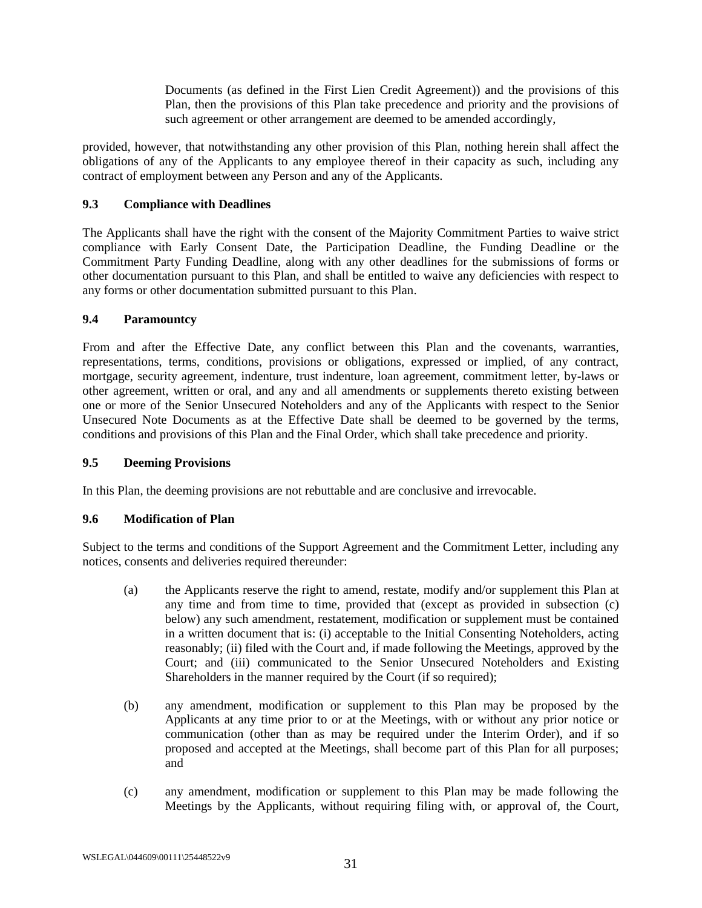Documents (as defined in the First Lien Credit Agreement)) and the provisions of this Plan, then the provisions of this Plan take precedence and priority and the provisions of such agreement or other arrangement are deemed to be amended accordingly,

provided, however, that notwithstanding any other provision of this Plan, nothing herein shall affect the obligations of any of the Applicants to any employee thereof in their capacity as such, including any contract of employment between any Person and any of the Applicants.

### 9.3 Compliance with Deadlines

The Applicants shall have the right with the consent of the Majority Commitment Parties to waive strict compliance with Early Consent Date, the Participation Deadline, the Funding Deadline or the Commitment Party Funding Deadline, along with any other deadlines for the submissions of forms or other documentation pursuant to this Plan, and shall be entitled to waive any deficiencies with respect to any forms or other documentation submitted pursuant to this Plan.

### 9.4 Paramountcy

From and after the Effective Date, any conflict between this Plan and the covenants, warranties, representations, terms, conditions, provisions or obligations, expressed or implied, of any contract, mortgage, security agreement, indenture, trust indenture, loan agreement, commitment letter, by-laws or other agreement, written or oral, and any and all amendments or supplements thereto existing between one or more of the Senior Unsecured Noteholders and any of the Applicants with respect to the Senior Unsecured Note Documents as at the Effective Date shall be deemed to be governed by the terms, conditions and provisions of this Plan and the Final Order, which shall take precedence and priority.

### 9.5 Deeming Provisions

In this Plan, the deeming provisions are not rebuttable and are conclusive and irrevocable.

### 9.6 Modification of Plan

Subject to the terms and conditions of the Support Agreement and the Commitment Letter, including any notices, consents and deliveries required thereunder:

(a) the Applicants reserve the right to amend, restate, modify and/or supplement this Plan at any time and from time to time, provided that (except as provided in subsection (c) below) any such amendment, restatement, modification or supplement must be contained in a written document that is: (i) acceptable to the Initial Consenting Noteholders, acting reasonably; (ii) filed with the Court and, if made following the Meetings, approved by the Court; and (iii) communicated to the Senior Unsecured Noteholders and Existing Shareholders in the manner required by the Court (if so required);

(b) any amendment, modification or supplement to this Plan may be proposed by the Applicants at any time prior to or at the Meetings, with or without any prior notice or communication (other than as may be required under the Interim Order), and if so proposed and accepted at the Meetings, shall become part of this Plan for all purposes; and

(c) any amendment, modification or supplement to this Plan may be made following the Meetings by the Applicants, without requiring filing with, or approval of, the Court,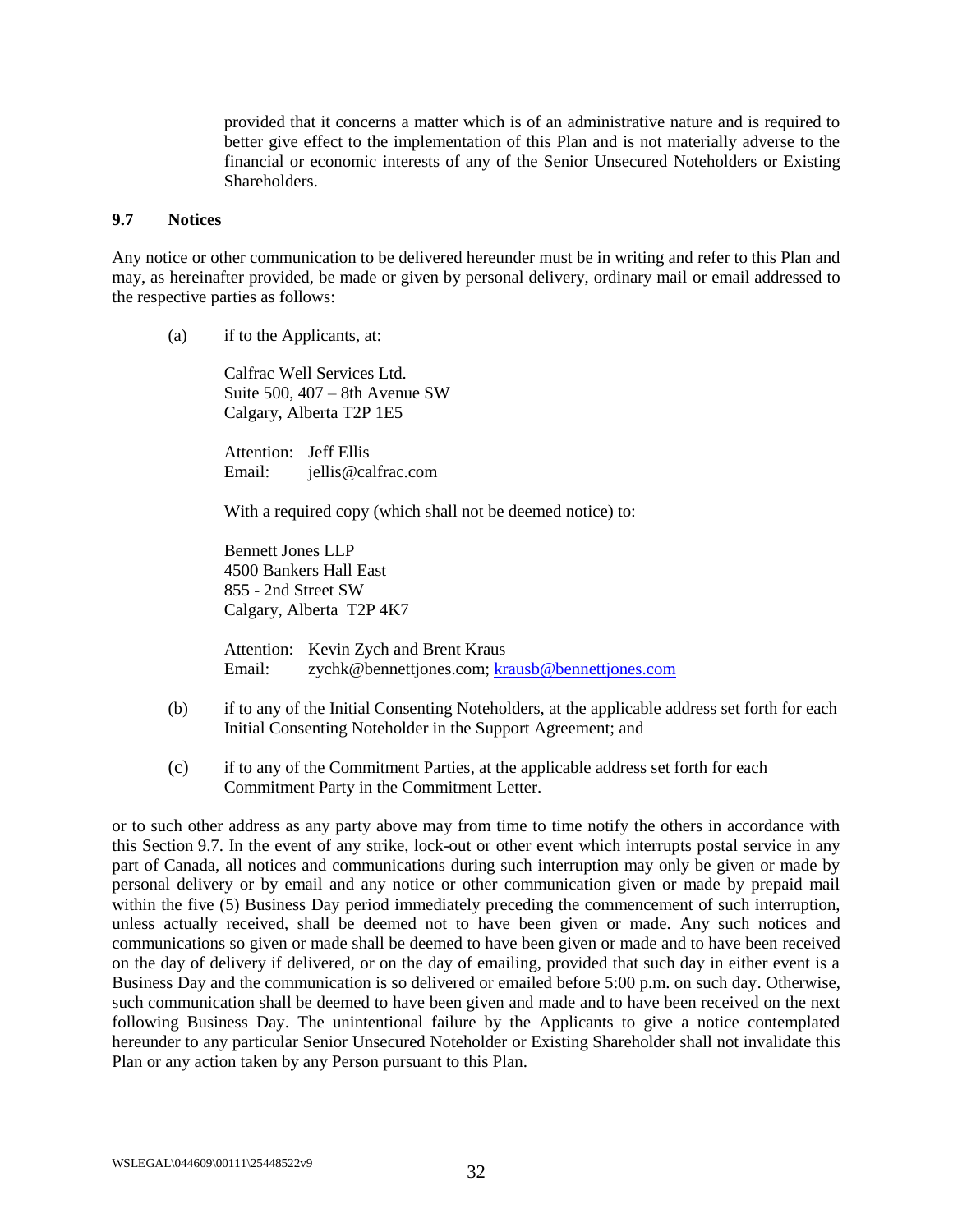provided that it concerns a matter which is of an administrative nature and is required to better give effect to the implementation of this Plan and is not materially adverse to the financial or economic interests of any of the Senior Unsecured Noteholders or Existing Shareholders.

### 9.7 Notices

Any notice or other communication to be delivered hereunder must be in writing and refer to this Plan and may, as hereinafter provided, be made or given by personal delivery, ordinary mail or email addressed to the respective parties as follows:

(a) if to the Applicants, at:

Calfrac Well Services Ltd.
Suite 500, 407 – 8th Avenue SW
Calgary, Alberta T2P 1E5

Attention: Jeff Ellis
Email: jellis@calfrac.com

With a required copy (which shall not be deemed notice) to:

Bennett Jones LLP
4500 Bankers Hall East
855 - 2nd Street SW
Calgary, Alberta T2P 4K7

Attention: Kevin Zych and Brent Kraus
Email: zychk@bennettjones.com; krausb@bennettjones.com

(b) if to any of the Initial Consenting Noteholders, at the applicable address set forth for each Initial Consenting Noteholder in the Support Agreement; and

(c) if to any of the Commitment Parties, at the applicable address set forth for each Commitment Party in the Commitment Letter.

or to such other address as any party above may from time to time notify the others in accordance with this Section 9.7. In the event of any strike, lock-out or other event which interrupts postal service in any part of Canada, all notices and communications during such interruption may only be given or made by personal delivery or by email and any notice or other communication given or made by prepaid mail within the five (5) Business Day period immediately preceding the commencement of such interruption, unless actually received, shall be deemed not to have been given or made. Any such notices and communications so given or made shall be deemed to have been given or made and to have been received on the day of delivery if delivered, or on the day of emailing, provided that such day in either event is a Business Day and the communication is so delivered or emailed before 5:00 p.m. on such day. Otherwise, such communication shall be deemed to have been given and made and to have been received on the next following Business Day. The unintentional failure by the Applicants to give a notice contemplated hereunder to any particular Senior Unsecured Noteholder or Existing Shareholder shall not invalidate this Plan or any action taken by any Person pursuant to this Plan.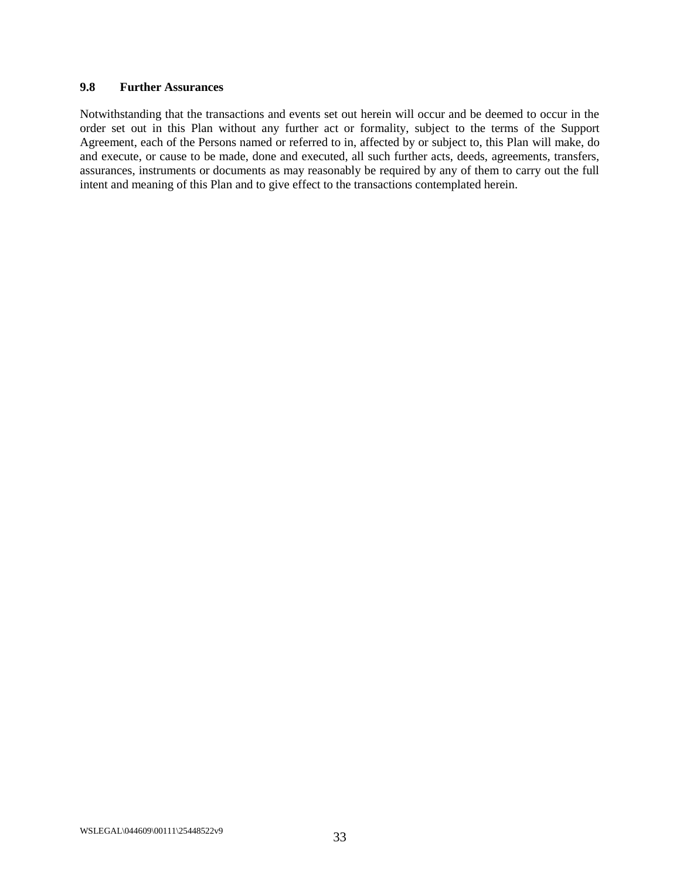### 9.8 Further Assurances

Notwithstanding that the transactions and events set out herein will occur and be deemed to occur in the order set out in this Plan without any further act or formality, subject to the terms of the Support Agreement, each of the Persons named or referred to in, affected by or subject to, this Plan will make, do and execute, or cause to be made, done and executed, all such further acts, deeds, agreements, transfers, assurances, instruments or documents as may reasonably be required by any of them to carry out the full intent and meaning of this Plan and to give effect to the transactions contemplated herein.